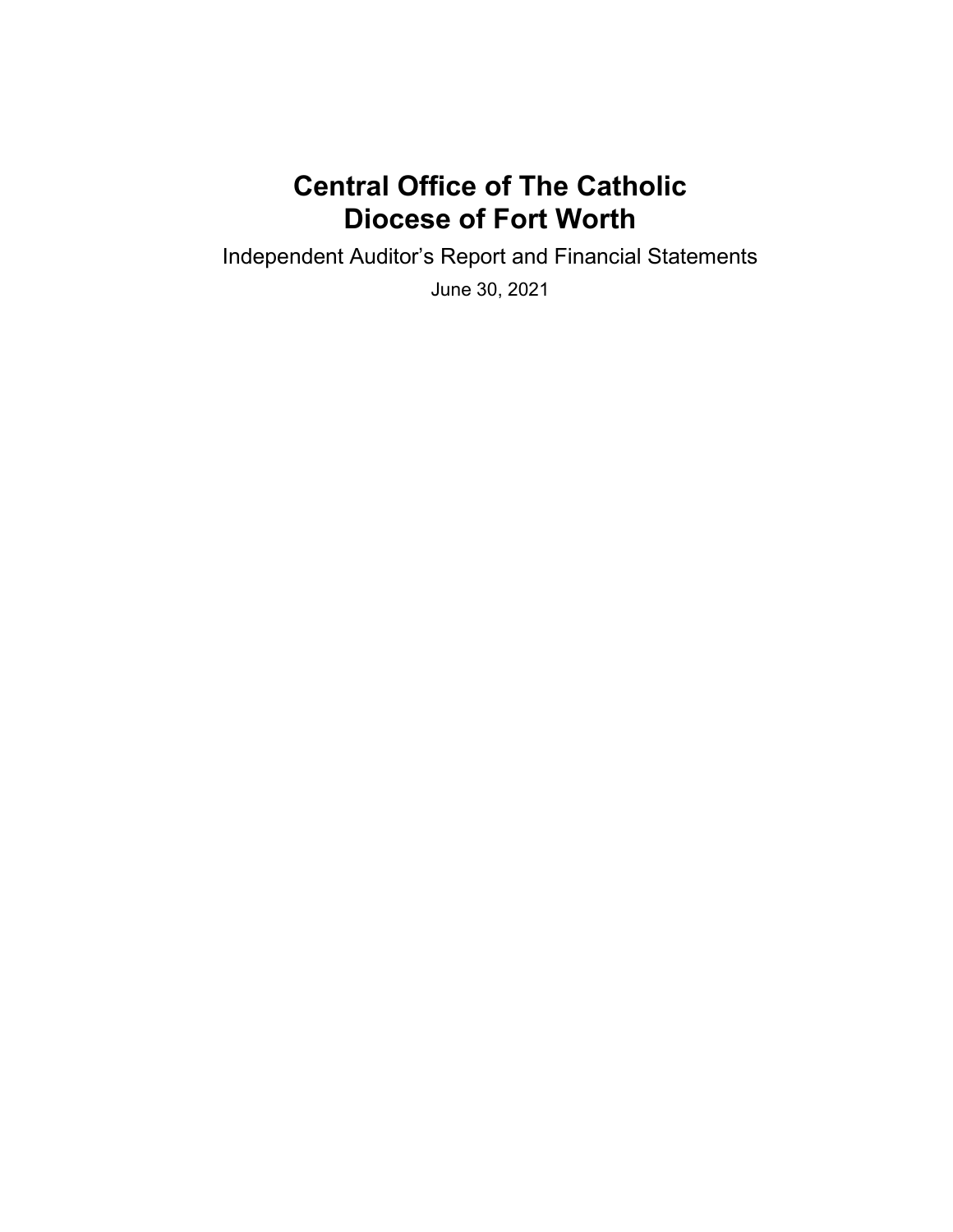# Central Office of The Catholic Diocese of Fort Worth

Independent Auditor's Report and Financial Statements

June 30, 2021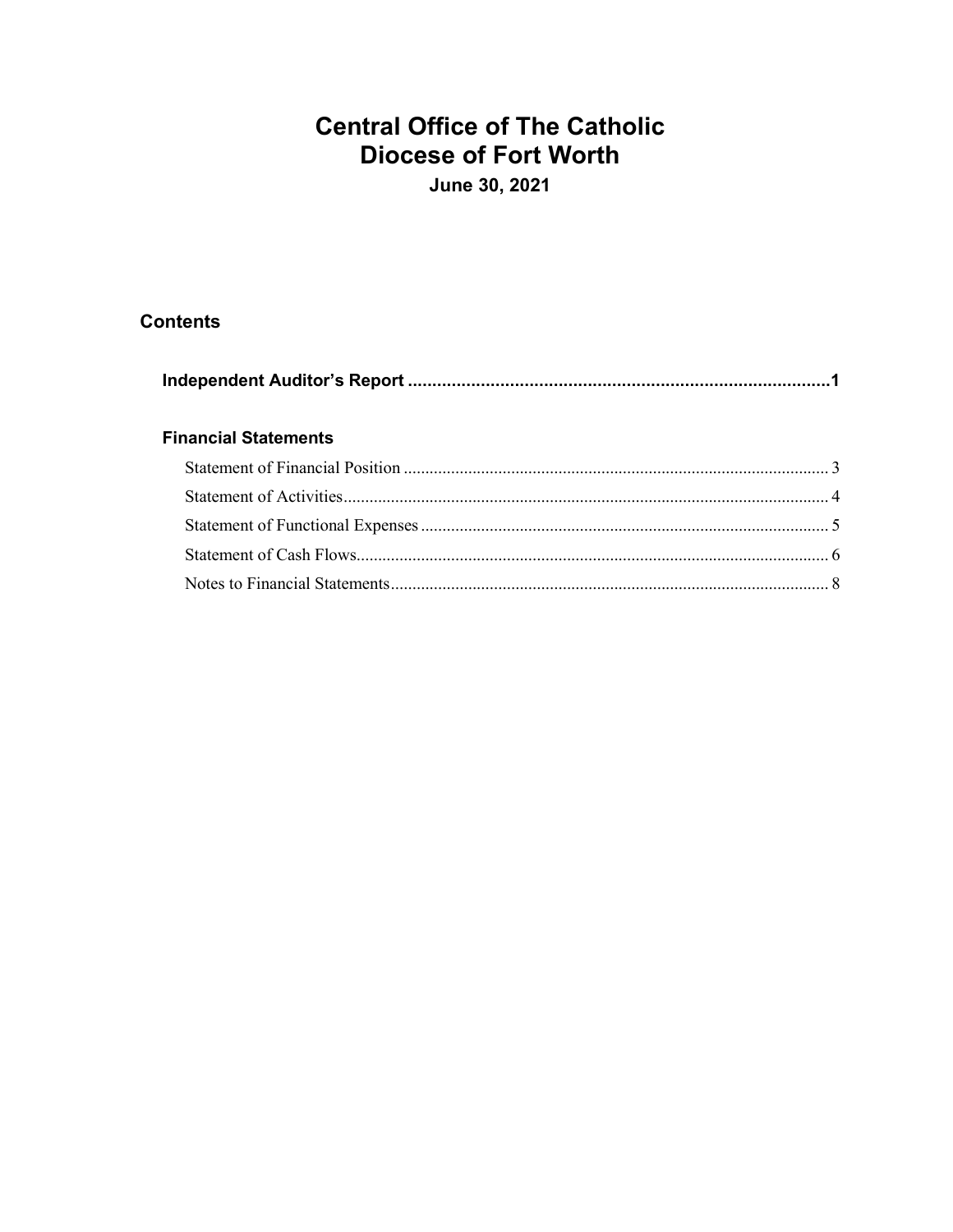# Central Office of The Catholic Diocese of Fort Worth

**June 30, 2021**

## Contents

**Independent Auditor's Report** ....................................................................................... **1**

### Financial Statements

Statement of Financial Position ................................................................................................ 3

Statement of Activities .............................................................................................................. 4

Statement of Functional Expenses ............................................................................................ 5

Statement of Cash Flows ........................................................................................................... 6

Notes to Financial Statements ................................................................................................... 8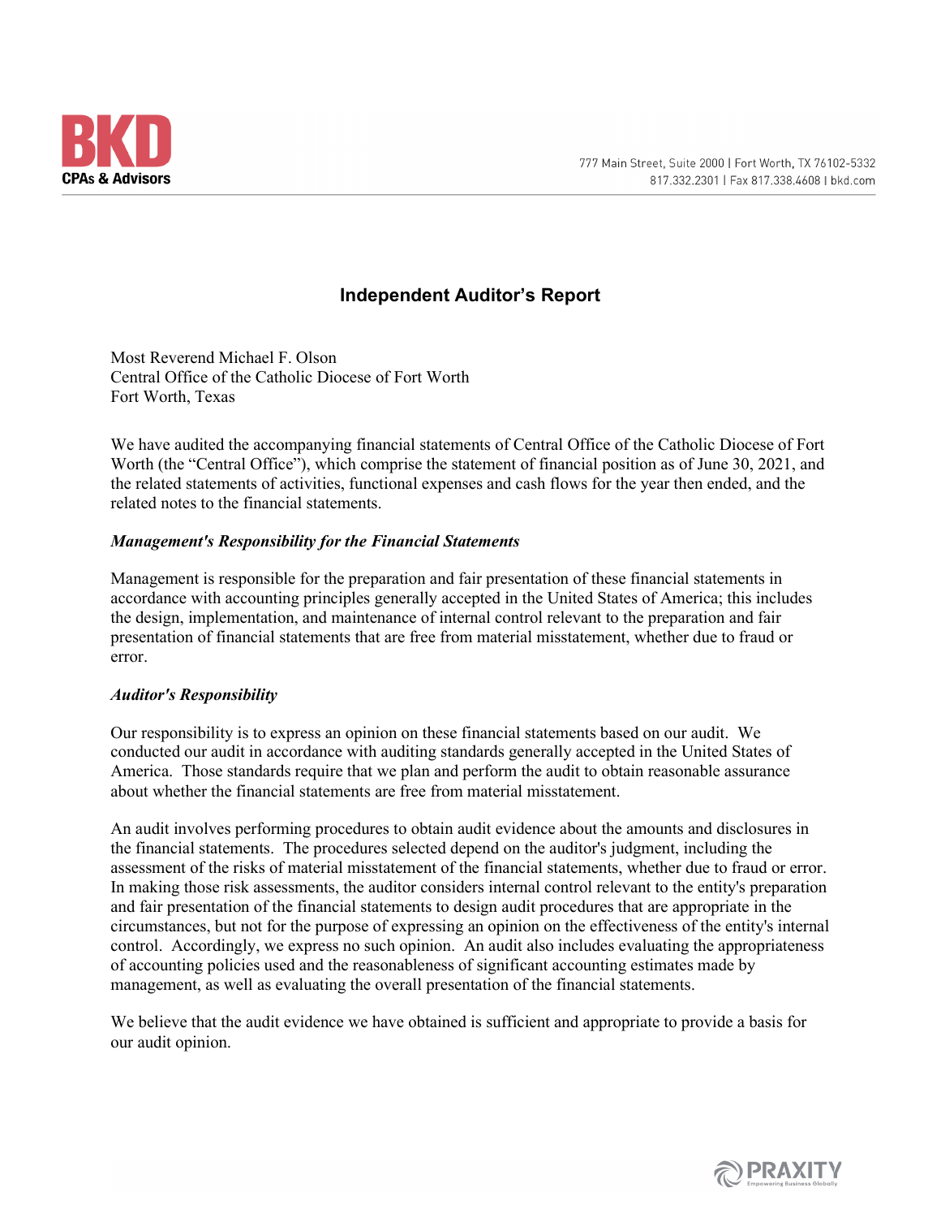BKD
CPAs & Advisors

777 Main Street, Suite 2000 | Fort Worth, TX 76102-5332
817.332.2301 | Fax 817.338.4608 | bkd.com

# Independent Auditor's Report

Most Reverend Michael F. Olson
Central Office of the Catholic Diocese of Fort Worth
Fort Worth, Texas

We have audited the accompanying financial statements of Central Office of the Catholic Diocese of Fort Worth (the "Central Office"), which comprise the statement of financial position as of June 30, 2021, and the related statements of activities, functional expenses and cash flows for the year then ended, and the related notes to the financial statements.

***Management's Responsibility for the Financial Statements***

Management is responsible for the preparation and fair presentation of these financial statements in accordance with accounting principles generally accepted in the United States of America; this includes the design, implementation, and maintenance of internal control relevant to the preparation and fair presentation of financial statements that are free from material misstatement, whether due to fraud or error.

***Auditor's Responsibility***

Our responsibility is to express an opinion on these financial statements based on our audit. We conducted our audit in accordance with auditing standards generally accepted in the United States of America. Those standards require that we plan and perform the audit to obtain reasonable assurance about whether the financial statements are free from material misstatement.

An audit involves performing procedures to obtain audit evidence about the amounts and disclosures in the financial statements. The procedures selected depend on the auditor's judgment, including the assessment of the risks of material misstatement of the financial statements, whether due to fraud or error. In making those risk assessments, the auditor considers internal control relevant to the entity's preparation and fair presentation of the financial statements to design audit procedures that are appropriate in the circumstances, but not for the purpose of expressing an opinion on the effectiveness of the entity's internal control. Accordingly, we express no such opinion. An audit also includes evaluating the appropriateness of accounting policies used and the reasonableness of significant accounting estimates made by management, as well as evaluating the overall presentation of the financial statements.

We believe that the audit evidence we have obtained is sufficient and appropriate to provide a basis for our audit opinion.

PRAXITY
Empowering Business Globally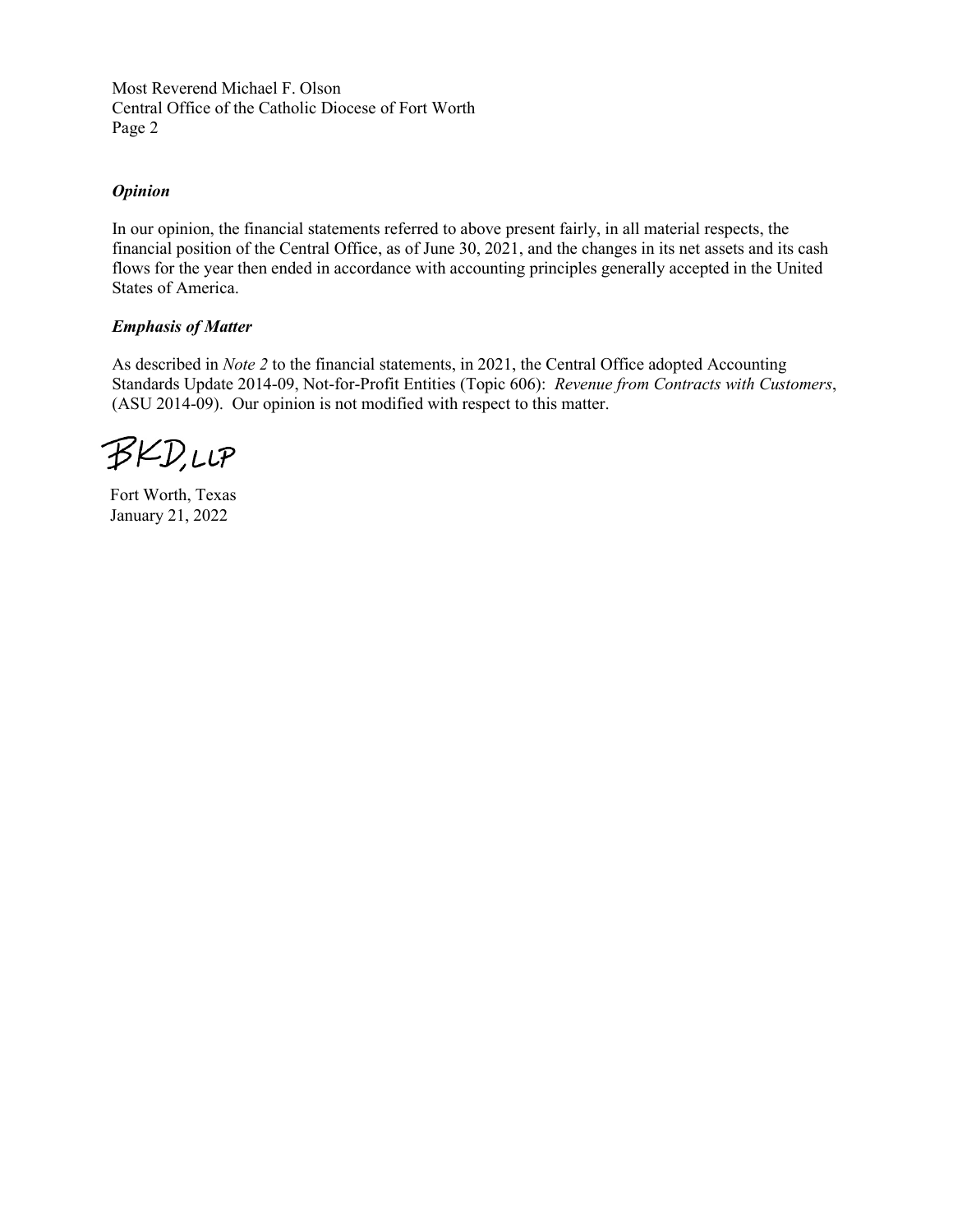Most Reverend Michael F. Olson
Central Office of the Catholic Diocese of Fort Worth

### *Opinion*

In our opinion, the financial statements referred to above present fairly, in all material respects, the financial position of the Central Office, as of June 30, 2021, and the changes in its net assets and its cash flows for the year then ended in accordance with accounting principles generally accepted in the United States of America.

### *Emphasis of Matter*

As described in *Note 2* to the financial statements, in 2021, the Central Office adopted Accounting Standards Update 2014-09, Not-for-Profit Entities (Topic 606): *Revenue from Contracts with Customers*, (ASU 2014-09). Our opinion is not modified with respect to this matter.

BKD, LLP

Fort Worth, Texas
January 21, 2022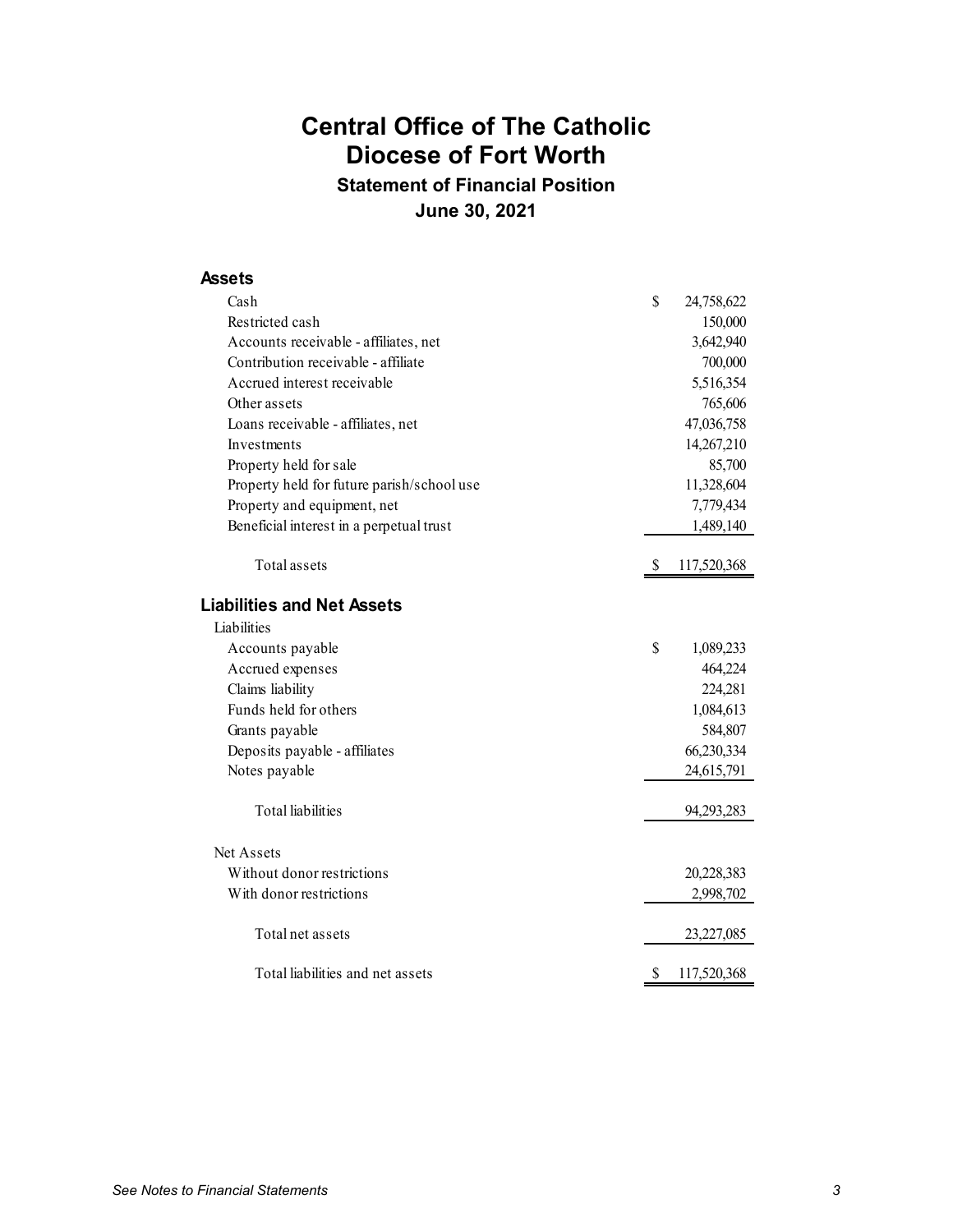# Central Office of The Catholic Diocese of Fort Worth

## Statement of Financial Position

### June 30, 2021

| | |
|---|---|
| **Assets** | |
| Cash | $ 24,758,622 |
| Restricted cash | 150,000 |
| Accounts receivable - affiliates, net | 3,642,940 |
| Contribution receivable - affiliate | 700,000 |
| Accrued interest receivable | 5,516,354 |
| Other assets | 765,606 |
| Loans receivable - affiliates, net | 47,036,758 |
| Investments | 14,267,210 |
| Property held for sale | 85,700 |
| Property held for future parish/school use | 11,328,604 |
| Property and equipment, net | 7,779,434 |
| Beneficial interest in a perpetual trust | 1,489,140 |
| Total assets | $ 117,520,368 |
| **Liabilities and Net Assets** | |
| Liabilities | |
| Accounts payable | $ 1,089,233 |
| Accrued expenses | 464,224 |
| Claims liability | 224,281 |
| Funds held for others | 1,084,613 |
| Grants payable | 584,807 |
| Deposits payable - affiliates | 66,230,334 |
| Notes payable | 24,615,791 |
| Total liabilities | 94,293,283 |
| Net Assets | |
| Without donor restrictions | 20,228,383 |
| With donor restrictions | 2,998,702 |
| Total net assets | 23,227,085 |
| Total liabilities and net assets | $ 117,520,368 |

*See Notes to Financial Statements*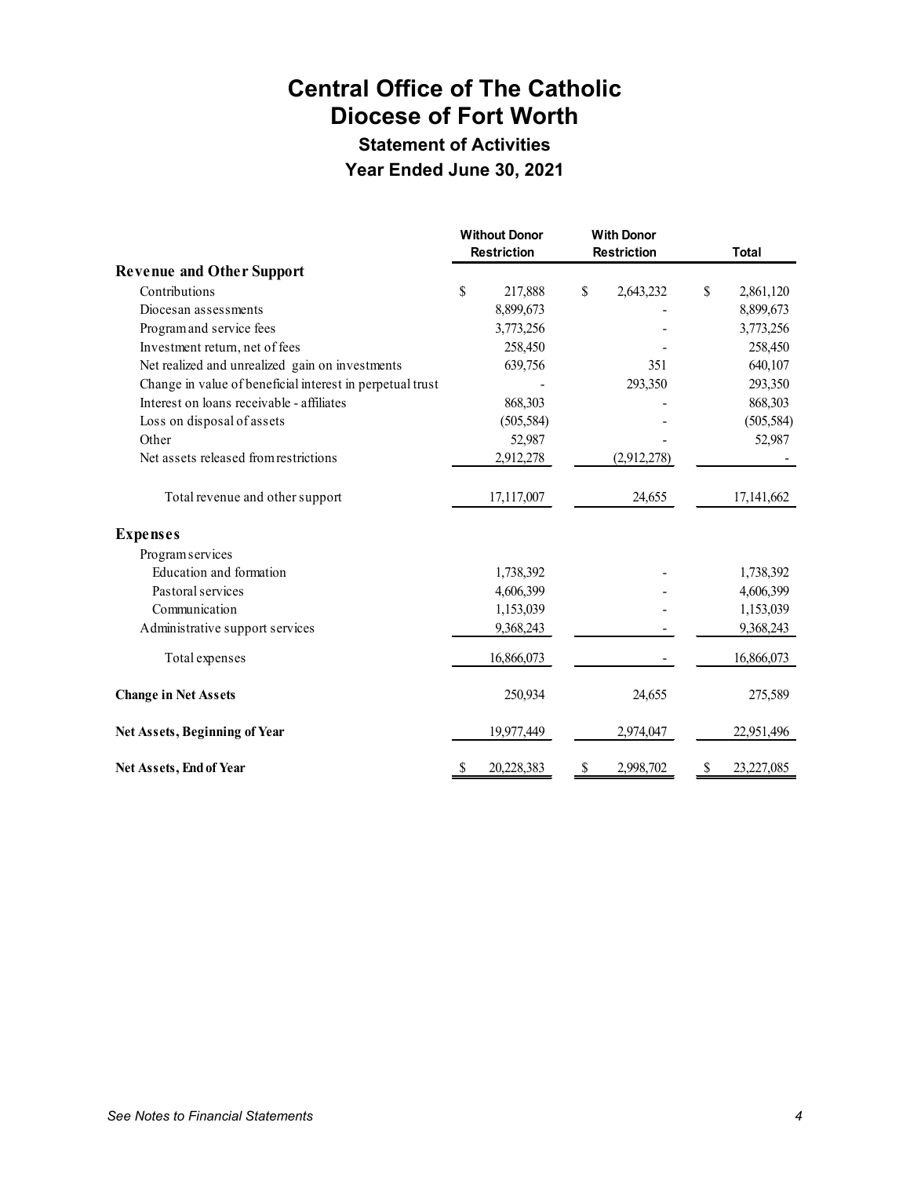# Central Office of The Catholic Diocese of Fort Worth

## Statement of Activities

### Year Ended June 30, 2021

| | Without Donor Restriction | With Donor Restriction | Total |
|---|---|---|---|
| **Revenue and Other Support** | | | |
| Contributions | $ 217,888 | $ 2,643,232 | $ 2,861,120 |
| Diocesan assessments | 8,899,673 | - | 8,899,673 |
| Program and service fees | 3,773,256 | - | 3,773,256 |
| Investment return, net of fees | 258,450 | - | 258,450 |
| Net realized and unrealized gain on investments | 639,756 | 351 | 640,107 |
| Change in value of beneficial interest in perpetual trust | - | 293,350 | 293,350 |
| Interest on loans receivable - affiliates | 868,303 | - | 868,303 |
| Loss on disposal of assets | (505,584) | - | (505,584) |
| Other | 52,987 | - | 52,987 |
| Net assets released from restrictions | 2,912,278 | (2,912,278) | - |
| Total revenue and other support | 17,117,007 | 24,655 | 17,141,662 |
| **Expenses** | | | |
| Program services | | | |
| Education and formation | 1,738,392 | - | 1,738,392 |
| Pastoral services | 4,606,399 | - | 4,606,399 |
| Communication | 1,153,039 | - | 1,153,039 |
| Administrative support services | 9,368,243 | - | 9,368,243 |
| Total expenses | 16,866,073 | - | 16,866,073 |
| **Change in Net Assets** | 250,934 | 24,655 | 275,589 |
| **Net Assets, Beginning of Year** | 19,977,449 | 2,974,047 | 22,951,496 |
| **Net Assets, End of Year** | $ 20,228,383 | $ 2,998,702 | $ 23,227,085 |

*See Notes to Financial Statements*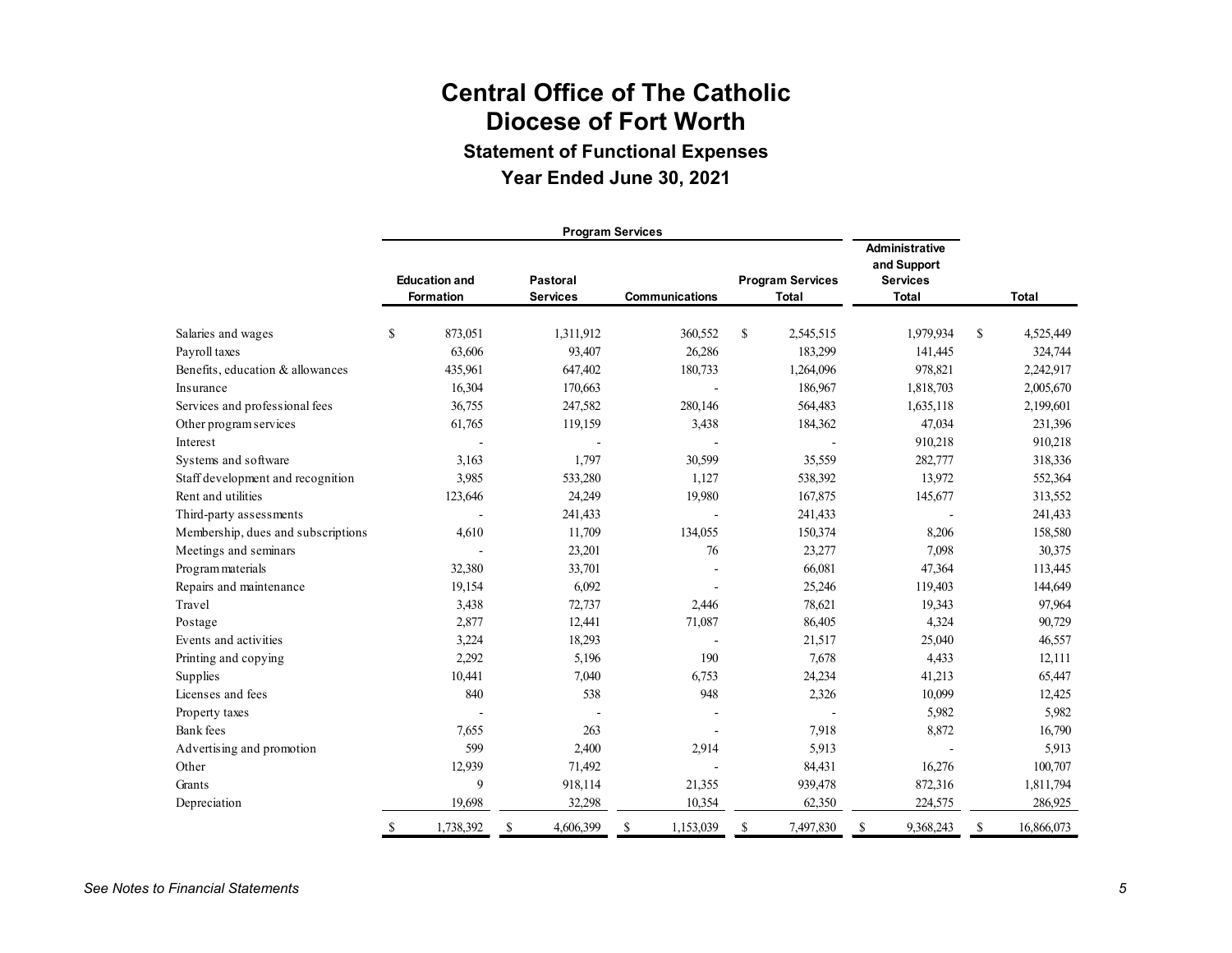# Central Office of The Catholic Diocese of Fort Worth

## Statement of Functional Expenses

### Year Ended June 30, 2021

| | Program Services | | | | | |
|---|---|---|---|---|---|---|
| | Education and Formation | Pastoral Services | Communications | Program Services Total | Administrative and Support Services Total | Total |
| Salaries and wages | $ 873,051 | 1,311,912 | 360,552 | $ 2,545,515 | 1,979,934 | $ 4,525,449 |
| Payroll taxes | 63,606 | 93,407 | 26,286 | 183,299 | 141,445 | 324,744 |
| Benefits, education & allowances | 435,961 | 647,402 | 180,733 | 1,264,096 | 978,821 | 2,242,917 |
| Insurance | 16,304 | 170,663 | - | 186,967 | 1,818,703 | 2,005,670 |
| Services and professional fees | 36,755 | 247,582 | 280,146 | 564,483 | 1,635,118 | 2,199,601 |
| Other program services | 61,765 | 119,159 | 3,438 | 184,362 | 47,034 | 231,396 |
| Interest | - | - | - | - | 910,218 | 910,218 |
| Systems and software | 3,163 | 1,797 | 30,599 | 35,559 | 282,777 | 318,336 |
| Staff development and recognition | 3,985 | 533,280 | 1,127 | 538,392 | 13,972 | 552,364 |
| Rent and utilities | 123,646 | 24,249 | 19,980 | 167,875 | 145,677 | 313,552 |
| Third-party assessments | - | 241,433 | - | 241,433 | - | 241,433 |
| Membership, dues and subscriptions | 4,610 | 11,709 | 134,055 | 150,374 | 8,206 | 158,580 |
| Meetings and seminars | - | 23,201 | 76 | 23,277 | 7,098 | 30,375 |
| Program materials | 32,380 | 33,701 | - | 66,081 | 47,364 | 113,445 |
| Repairs and maintenance | 19,154 | 6,092 | - | 25,246 | 119,403 | 144,649 |
| Travel | 3,438 | 72,737 | 2,446 | 78,621 | 19,343 | 97,964 |
| Postage | 2,877 | 12,441 | 71,087 | 86,405 | 4,324 | 90,729 |
| Events and activities | 3,224 | 18,293 | - | 21,517 | 25,040 | 46,557 |
| Printing and copying | 2,292 | 5,196 | 190 | 7,678 | 4,433 | 12,111 |
| Supplies | 10,441 | 7,040 | 6,753 | 24,234 | 41,213 | 65,447 |
| Licenses and fees | 840 | 538 | 948 | 2,326 | 10,099 | 12,425 |
| Property taxes | - | - | - | - | 5,982 | 5,982 |
| Bank fees | 7,655 | 263 | - | 7,918 | 8,872 | 16,790 |
| Advertising and promotion | 599 | 2,400 | 2,914 | 5,913 | - | 5,913 |
| Other | 12,939 | 71,492 | - | 84,431 | 16,276 | 100,707 |
| Grants | 9 | 918,114 | 21,355 | 939,478 | 872,316 | 1,811,794 |
| Depreciation | 19,698 | 32,298 | 10,354 | 62,350 | 224,575 | 286,925 |
| | $ 1,738,392 | $ 4,606,399 | $ 1,153,039 | $ 7,497,830 | $ 9,368,243 | $ 16,866,073 |

*See Notes to Financial Statements*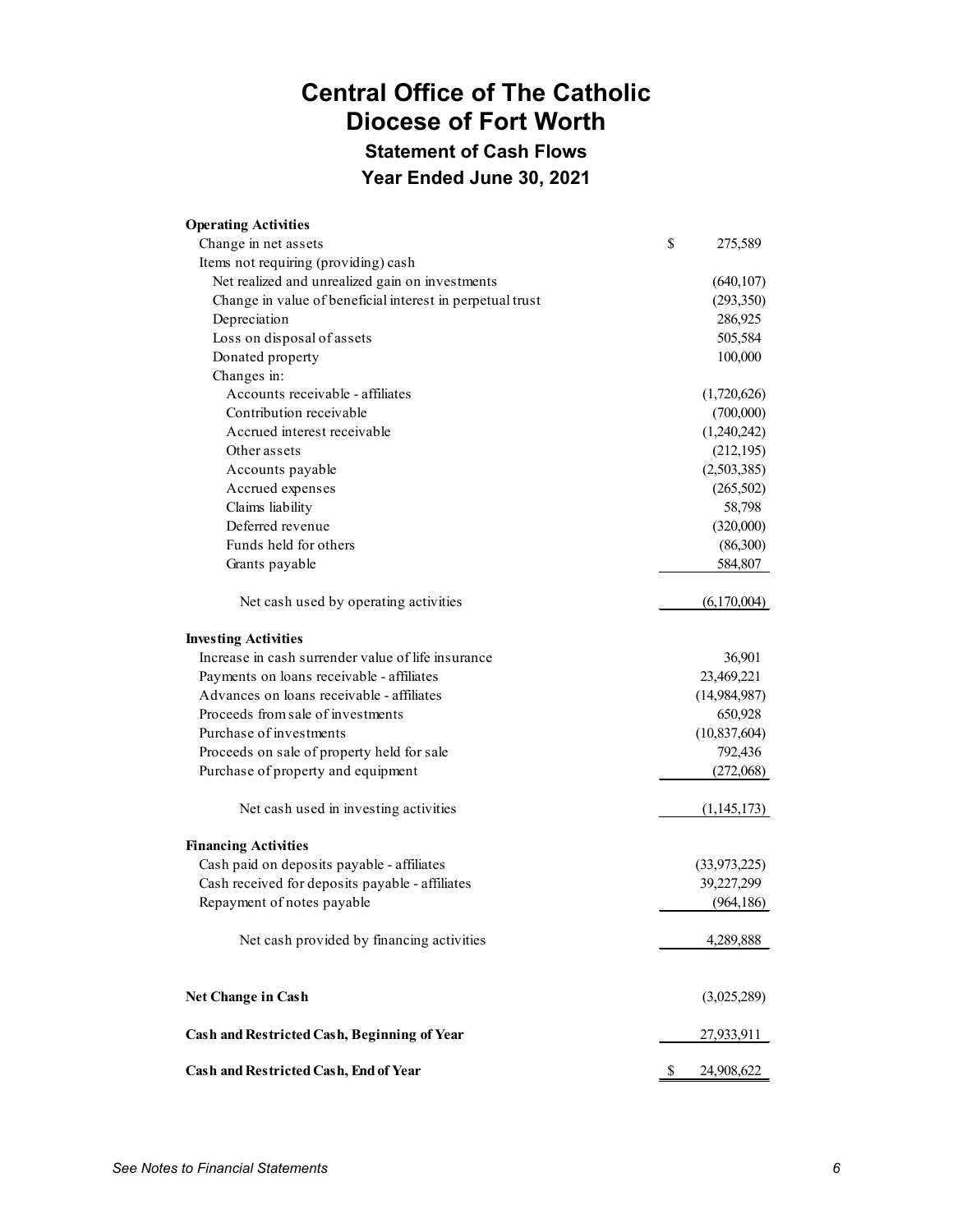# Central Office of The Catholic Diocese of Fort Worth

## Statement of Cash Flows

### Year Ended June 30, 2021

| | |
|---|---|
| **Operating Activities** | |
| Change in net assets | $ 275,589 |
| Items not requiring (providing) cash | |
| Net realized and unrealized gain on investments | (640,107) |
| Change in value of beneficial interest in perpetual trust | (293,350) |
| Depreciation | 286,925 |
| Loss on disposal of assets | 505,584 |
| Donated property | 100,000 |
| Changes in: | |
| Accounts receivable - affiliates | (1,720,626) |
| Contribution receivable | (700,000) |
| Accrued interest receivable | (1,240,242) |
| Other assets | (212,195) |
| Accounts payable | (2,503,385) |
| Accrued expenses | (265,502) |
| Claims liability | 58,798 |
| Deferred revenue | (320,000) |
| Funds held for others | (86,300) |
| Grants payable | 584,807 |
| Net cash used by operating activities | (6,170,004) |
| **Investing Activities** | |
| Increase in cash surrender value of life insurance | 36,901 |
| Payments on loans receivable - affiliates | 23,469,221 |
| Advances on loans receivable - affiliates | (14,984,987) |
| Proceeds from sale of investments | 650,928 |
| Purchase of investments | (10,837,604) |
| Proceeds on sale of property held for sale | 792,436 |
| Purchase of property and equipment | (272,068) |
| Net cash used in investing activities | (1,145,173) |
| **Financing Activities** | |
| Cash paid on deposits payable - affiliates | (33,973,225) |
| Cash received for deposits payable - affiliates | 39,227,299 |
| Repayment of notes payable | (964,186) |
| Net cash provided by financing activities | 4,289,888 |
| **Net Change in Cash** | (3,025,289) |
| **Cash and Restricted Cash, Beginning of Year** | 27,933,911 |
| **Cash and Restricted Cash, End of Year** | $ 24,908,622 |

*See Notes to Financial Statements*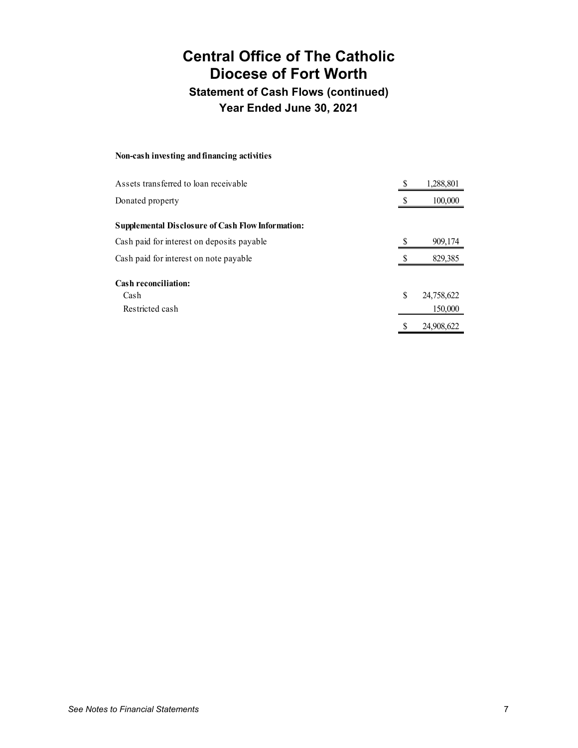# Central Office of The Catholic Diocese of Fort Worth

## Statement of Cash Flows (continued)

## Year Ended June 30, 2021

**Non-cash investing and financing activities**

| | | |
|---|---|---|
| Assets transferred to loan receivable | $ | 1,288,801 |
| Donated property | $ | 100,000 |
| **Supplemental Disclosure of Cash Flow Information:** | | |
| Cash paid for interest on deposits payable | $ | 909,174 |
| Cash paid for interest on note payable | $ | 829,385 |
| **Cash reconciliation:** | | |
| Cash | $ | 24,758,622 |
| Restricted cash | | 150,000 |
| | $ | 24,908,622 |

*See Notes to Financial Statements*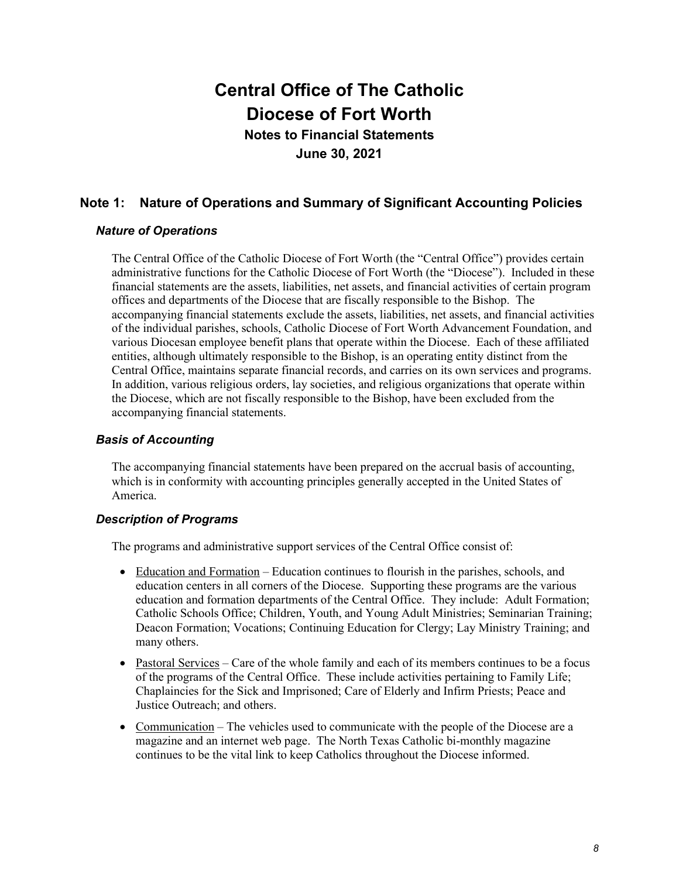# Central Office of The Catholic Diocese of Fort Worth

## Notes to Financial Statements

## June 30, 2021

## Note 1: Nature of Operations and Summary of Significant Accounting Policies

### *Nature of Operations*

The Central Office of the Catholic Diocese of Fort Worth (the "Central Office") provides certain administrative functions for the Catholic Diocese of Fort Worth (the "Diocese"). Included in these financial statements are the assets, liabilities, net assets, and financial activities of certain program offices and departments of the Diocese that are fiscally responsible to the Bishop. The accompanying financial statements exclude the assets, liabilities, net assets, and financial activities of the individual parishes, schools, Catholic Diocese of Fort Worth Advancement Foundation, and various Diocesan employee benefit plans that operate within the Diocese. Each of these affiliated entities, although ultimately responsible to the Bishop, is an operating entity distinct from the Central Office, maintains separate financial records, and carries on its own services and programs. In addition, various religious orders, lay societies, and religious organizations that operate within the Diocese, which are not fiscally responsible to the Bishop, have been excluded from the accompanying financial statements.

### *Basis of Accounting*

The accompanying financial statements have been prepared on the accrual basis of accounting, which is in conformity with accounting principles generally accepted in the United States of America.

### *Description of Programs*

The programs and administrative support services of the Central Office consist of:

- Education and Formation – Education continues to flourish in the parishes, schools, and education centers in all corners of the Diocese. Supporting these programs are the various education and formation departments of the Central Office. They include: Adult Formation; Catholic Schools Office; Children, Youth, and Young Adult Ministries; Seminarian Training; Deacon Formation; Vocations; Continuing Education for Clergy; Lay Ministry Training; and many others.
- Pastoral Services – Care of the whole family and each of its members continues to be a focus of the programs of the Central Office. These include activities pertaining to Family Life; Chaplaincies for the Sick and Imprisoned; Care of Elderly and Infirm Priests; Peace and Justice Outreach; and others.
- Communication – The vehicles used to communicate with the people of the Diocese are a magazine and an internet web page. The North Texas Catholic bi-monthly magazine continues to be the vital link to keep Catholics throughout the Diocese informed.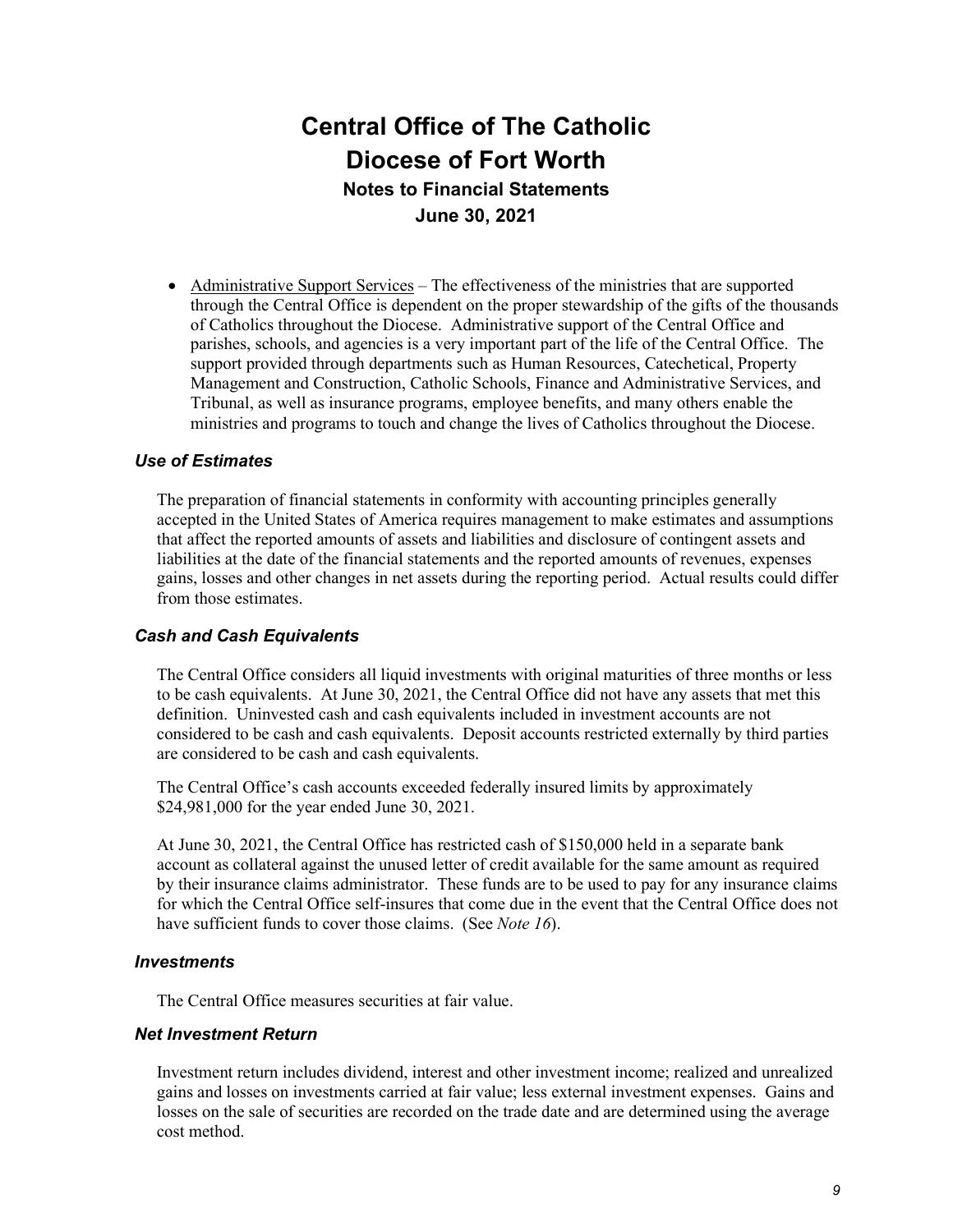# Central Office of The Catholic Diocese of Fort Worth

## Notes to Financial Statements

## June 30, 2021

- Administrative Support Services – The effectiveness of the ministries that are supported through the Central Office is dependent on the proper stewardship of the gifts of the thousands of Catholics throughout the Diocese. Administrative support of the Central Office and parishes, schools, and agencies is a very important part of the life of the Central Office. The support provided through departments such as Human Resources, Catechetical, Property Management and Construction, Catholic Schools, Finance and Administrative Services, and Tribunal, as well as insurance programs, employee benefits, and many others enable the ministries and programs to touch and change the lives of Catholics throughout the Diocese.

### *Use of Estimates*

The preparation of financial statements in conformity with accounting principles generally accepted in the United States of America requires management to make estimates and assumptions that affect the reported amounts of assets and liabilities and disclosure of contingent assets and liabilities at the date of the financial statements and the reported amounts of revenues, expenses gains, losses and other changes in net assets during the reporting period. Actual results could differ from those estimates.

### *Cash and Cash Equivalents*

The Central Office considers all liquid investments with original maturities of three months or less to be cash equivalents. At June 30, 2021, the Central Office did not have any assets that met this definition. Uninvested cash and cash equivalents included in investment accounts are not considered to be cash and cash equivalents. Deposit accounts restricted externally by third parties are considered to be cash and cash equivalents.

The Central Office's cash accounts exceeded federally insured limits by approximately $24,981,000 for the year ended June 30, 2021.

At June 30, 2021, the Central Office has restricted cash of $150,000 held in a separate bank account as collateral against the unused letter of credit available for the same amount as required by their insurance claims administrator. These funds are to be used to pay for any insurance claims for which the Central Office self-insures that come due in the event that the Central Office does not have sufficient funds to cover those claims. (See *Note 16*).

### *Investments*

The Central Office measures securities at fair value.

### *Net Investment Return*

Investment return includes dividend, interest and other investment income; realized and unrealized gains and losses on investments carried at fair value; less external investment expenses. Gains and losses on the sale of securities are recorded on the trade date and are determined using the average cost method.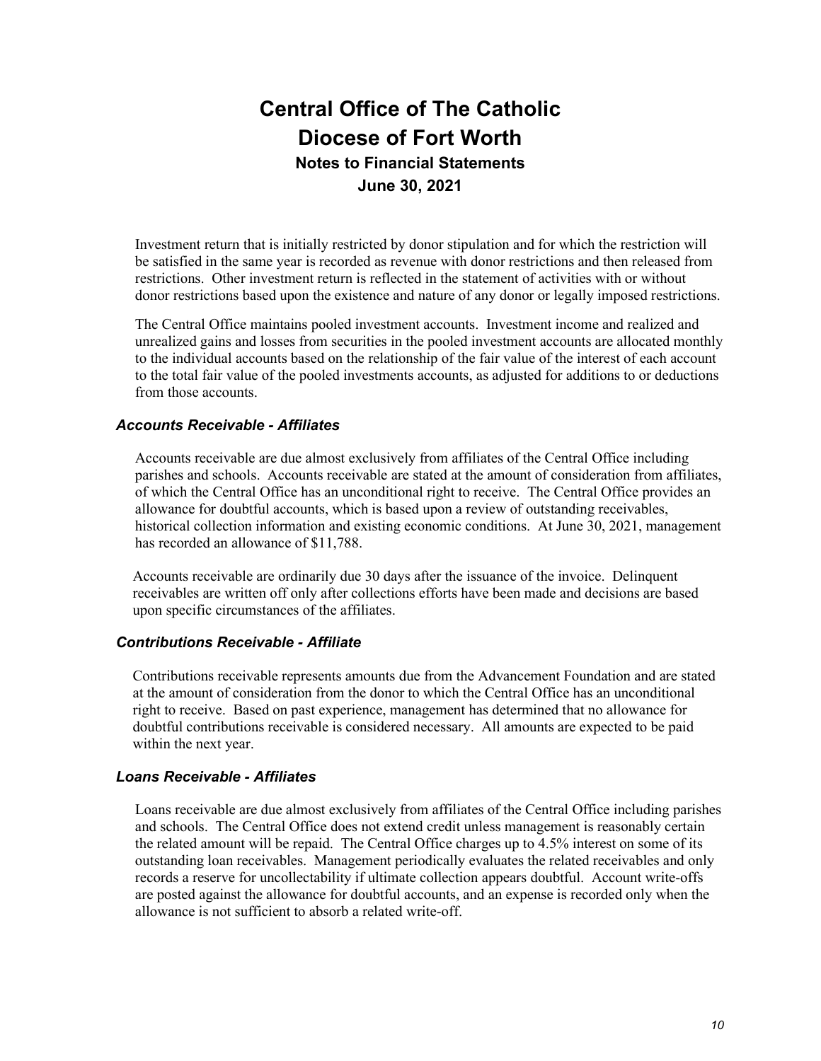Investment return that is initially restricted by donor stipulation and for which the restriction will be satisfied in the same year is recorded as revenue with donor restrictions and then released from restrictions. Other investment return is reflected in the statement of activities with or without donor restrictions based upon the existence and nature of any donor or legally imposed restrictions.

The Central Office maintains pooled investment accounts. Investment income and realized and unrealized gains and losses from securities in the pooled investment accounts are allocated monthly to the individual accounts based on the relationship of the fair value of the interest of each account to the total fair value of the pooled investments accounts, as adjusted for additions to or deductions from those accounts.

### *Accounts Receivable - Affiliates*

Accounts receivable are due almost exclusively from affiliates of the Central Office including parishes and schools. Accounts receivable are stated at the amount of consideration from affiliates, of which the Central Office has an unconditional right to receive. The Central Office provides an allowance for doubtful accounts, which is based upon a review of outstanding receivables, historical collection information and existing economic conditions. At June 30, 2021, management has recorded an allowance of $11,788.

Accounts receivable are ordinarily due 30 days after the issuance of the invoice. Delinquent receivables are written off only after collections efforts have been made and decisions are based upon specific circumstances of the affiliates.

### *Contributions Receivable - Affiliate*

Contributions receivable represents amounts due from the Advancement Foundation and are stated at the amount of consideration from the donor to which the Central Office has an unconditional right to receive. Based on past experience, management has determined that no allowance for doubtful contributions receivable is considered necessary. All amounts are expected to be paid within the next year.

### *Loans Receivable - Affiliates*

Loans receivable are due almost exclusively from affiliates of the Central Office including parishes and schools. The Central Office does not extend credit unless management is reasonably certain the related amount will be repaid. The Central Office charges up to 4.5% interest on some of its outstanding loan receivables. Management periodically evaluates the related receivables and only records a reserve for uncollectability if ultimate collection appears doubtful. Account write-offs are posted against the allowance for doubtful accounts, and an expense is recorded only when the allowance is not sufficient to absorb a related write-off.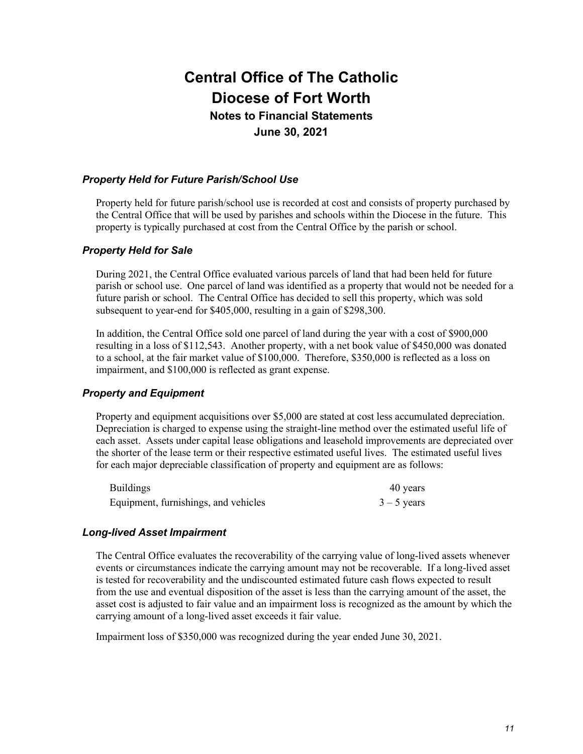# Central Office of The Catholic Diocese of Fort Worth

## Notes to Financial Statements

## June 30, 2021

### *Property Held for Future Parish/School Use*

Property held for future parish/school use is recorded at cost and consists of property purchased by the Central Office that will be used by parishes and schools within the Diocese in the future. This property is typically purchased at cost from the Central Office by the parish or school.

### *Property Held for Sale*

During 2021, the Central Office evaluated various parcels of land that had been held for future parish or school use. One parcel of land was identified as a property that would not be needed for a future parish or school. The Central Office has decided to sell this property, which was sold subsequent to year-end for $405,000, resulting in a gain of $298,300.

In addition, the Central Office sold one parcel of land during the year with a cost of $900,000 resulting in a loss of $112,543. Another property, with a net book value of $450,000 was donated to a school, at the fair market value of $100,000. Therefore, $350,000 is reflected as a loss on impairment, and $100,000 is reflected as grant expense.

### *Property and Equipment*

Property and equipment acquisitions over $5,000 are stated at cost less accumulated depreciation. Depreciation is charged to expense using the straight-line method over the estimated useful life of each asset. Assets under capital lease obligations and leasehold improvements are depreciated over the shorter of the lease term or their respective estimated useful lives. The estimated useful lives for each major depreciable classification of property and equipment are as follows:

| | |
|---|---|
| Buildings | 40 years |
| Equipment, furnishings, and vehicles | 3 – 5 years |

### *Long-lived Asset Impairment*

The Central Office evaluates the recoverability of the carrying value of long-lived assets whenever events or circumstances indicate the carrying amount may not be recoverable. If a long-lived asset is tested for recoverability and the undiscounted estimated future cash flows expected to result from the use and eventual disposition of the asset is less than the carrying amount of the asset, the asset cost is adjusted to fair value and an impairment loss is recognized as the amount by which the carrying amount of a long-lived asset exceeds it fair value.

Impairment loss of $350,000 was recognized during the year ended June 30, 2021.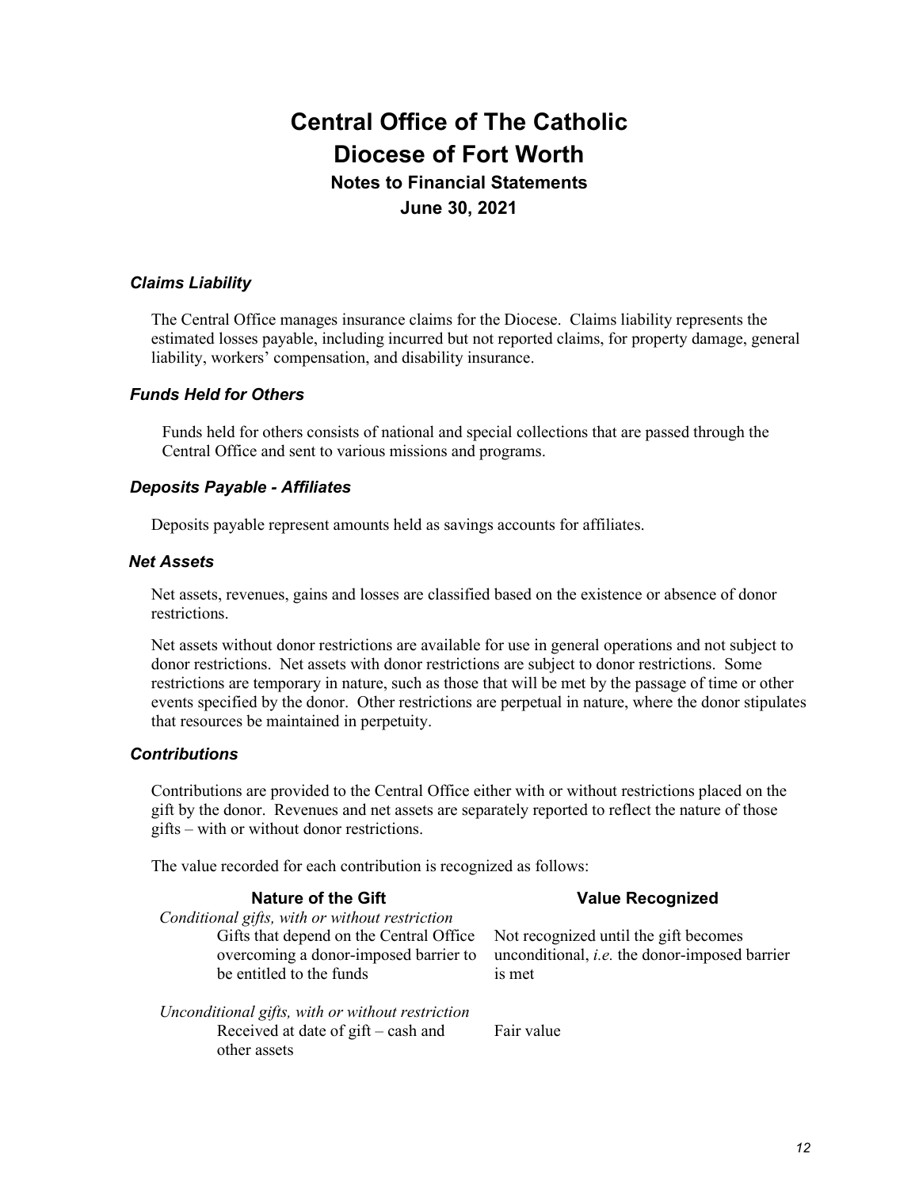# Central Office of The Catholic Diocese of Fort Worth

## Notes to Financial Statements

## June 30, 2021

### *Claims Liability*

The Central Office manages insurance claims for the Diocese. Claims liability represents the estimated losses payable, including incurred but not reported claims, for property damage, general liability, workers' compensation, and disability insurance.

### *Funds Held for Others*

Funds held for others consists of national and special collections that are passed through the Central Office and sent to various missions and programs.

### *Deposits Payable - Affiliates*

Deposits payable represent amounts held as savings accounts for affiliates.

### *Net Assets*

Net assets, revenues, gains and losses are classified based on the existence or absence of donor restrictions.

Net assets without donor restrictions are available for use in general operations and not subject to donor restrictions. Net assets with donor restrictions are subject to donor restrictions. Some restrictions are temporary in nature, such as those that will be met by the passage of time or other events specified by the donor. Other restrictions are perpetual in nature, where the donor stipulates that resources be maintained in perpetuity.

### *Contributions*

Contributions are provided to the Central Office either with or without restrictions placed on the gift by the donor. Revenues and net assets are separately reported to reflect the nature of those gifts – with or without donor restrictions.

The value recorded for each contribution is recognized as follows:

| Nature of the Gift | Value Recognized |
|---|---|
| *Conditional gifts, with or without restriction* | |
| Gifts that depend on the Central Office overcoming a donor-imposed barrier to be entitled to the funds | Not recognized until the gift becomes unconditional, *i.e.* the donor-imposed barrier is met |
| *Unconditional gifts, with or without restriction* | |
| Received at date of gift – cash and other assets | Fair value |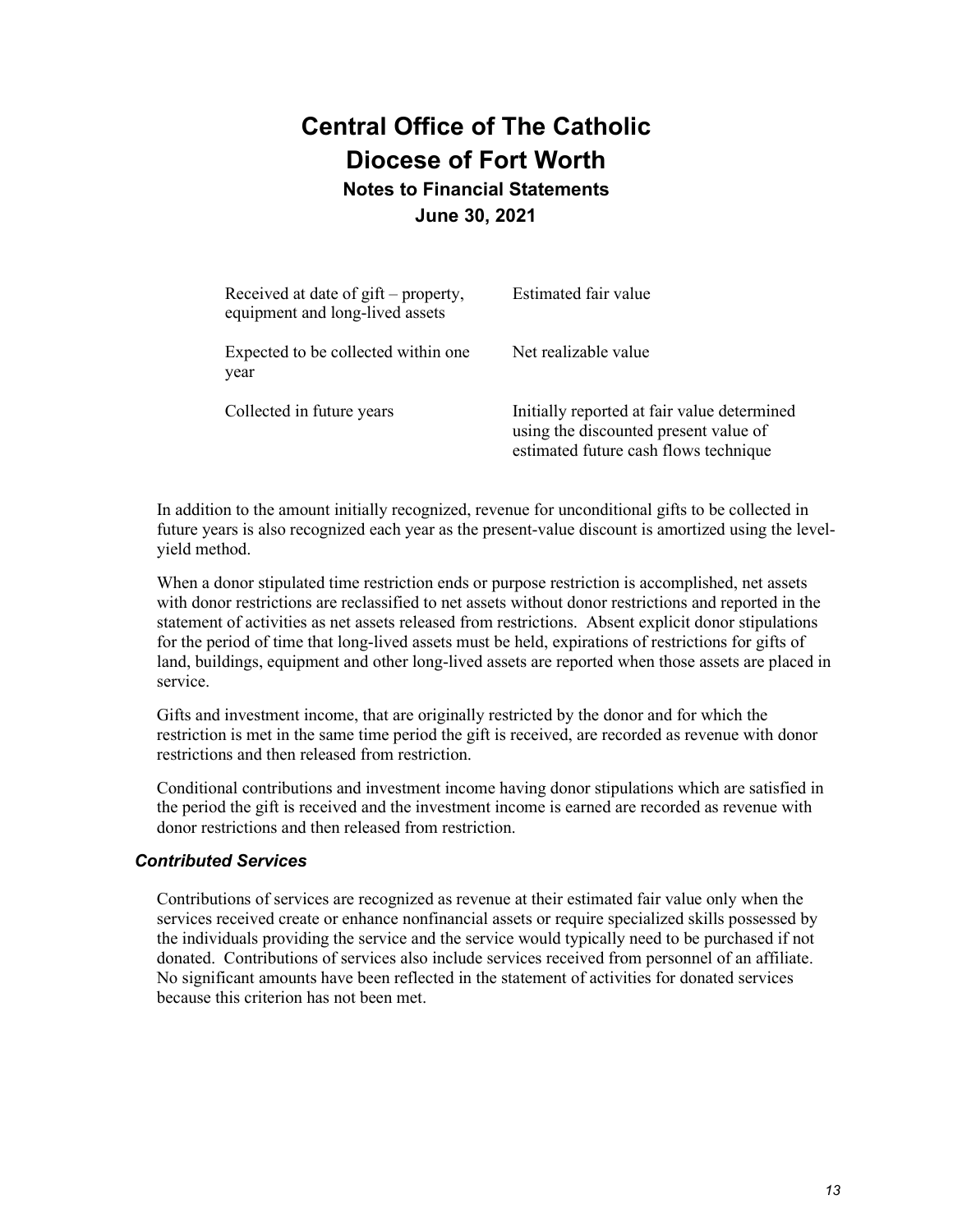| | |
|---|---|
| Received at date of gift – property, equipment and long-lived assets | Estimated fair value |
| Expected to be collected within one year | Net realizable value |
| Collected in future years | Initially reported at fair value determined using the discounted present value of estimated future cash flows technique |

In addition to the amount initially recognized, revenue for unconditional gifts to be collected in future years is also recognized each year as the present-value discount is amortized using the level-yield method.

When a donor stipulated time restriction ends or purpose restriction is accomplished, net assets with donor restrictions are reclassified to net assets without donor restrictions and reported in the statement of activities as net assets released from restrictions. Absent explicit donor stipulations for the period of time that long-lived assets must be held, expirations of restrictions for gifts of land, buildings, equipment and other long-lived assets are reported when those assets are placed in service.

Gifts and investment income, that are originally restricted by the donor and for which the restriction is met in the same time period the gift is received, are recorded as revenue with donor restrictions and then released from restriction.

Conditional contributions and investment income having donor stipulations which are satisfied in the period the gift is received and the investment income is earned are recorded as revenue with donor restrictions and then released from restriction.

### *Contributed Services*

Contributions of services are recognized as revenue at their estimated fair value only when the services received create or enhance nonfinancial assets or require specialized skills possessed by the individuals providing the service and the service would typically need to be purchased if not donated. Contributions of services also include services received from personnel of an affiliate. No significant amounts have been reflected in the statement of activities for donated services because this criterion has not been met.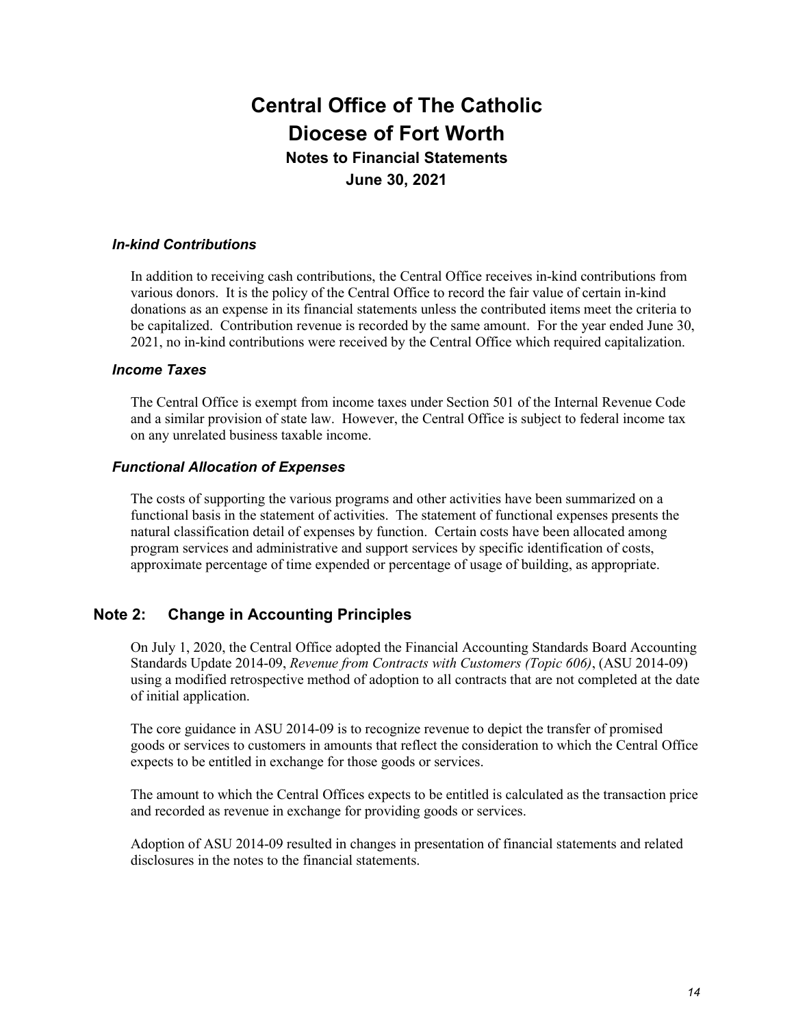### *In-kind Contributions*

In addition to receiving cash contributions, the Central Office receives in-kind contributions from various donors. It is the policy of the Central Office to record the fair value of certain in-kind donations as an expense in its financial statements unless the contributed items meet the criteria to be capitalized. Contribution revenue is recorded by the same amount. For the year ended June 30, 2021, no in-kind contributions were received by the Central Office which required capitalization.

### *Income Taxes*

The Central Office is exempt from income taxes under Section 501 of the Internal Revenue Code and a similar provision of state law. However, the Central Office is subject to federal income tax on any unrelated business taxable income.

### *Functional Allocation of Expenses*

The costs of supporting the various programs and other activities have been summarized on a functional basis in the statement of activities. The statement of functional expenses presents the natural classification detail of expenses by function. Certain costs have been allocated among program services and administrative and support services by specific identification of costs, approximate percentage of time expended or percentage of usage of building, as appropriate.

## Note 2: Change in Accounting Principles

On July 1, 2020, the Central Office adopted the Financial Accounting Standards Board Accounting Standards Update 2014-09, *Revenue from Contracts with Customers (Topic 606)*, (ASU 2014-09) using a modified retrospective method of adoption to all contracts that are not completed at the date of initial application.

The core guidance in ASU 2014-09 is to recognize revenue to depict the transfer of promised goods or services to customers in amounts that reflect the consideration to which the Central Office expects to be entitled in exchange for those goods or services.

The amount to which the Central Offices expects to be entitled is calculated as the transaction price and recorded as revenue in exchange for providing goods or services.

Adoption of ASU 2014-09 resulted in changes in presentation of financial statements and related disclosures in the notes to the financial statements.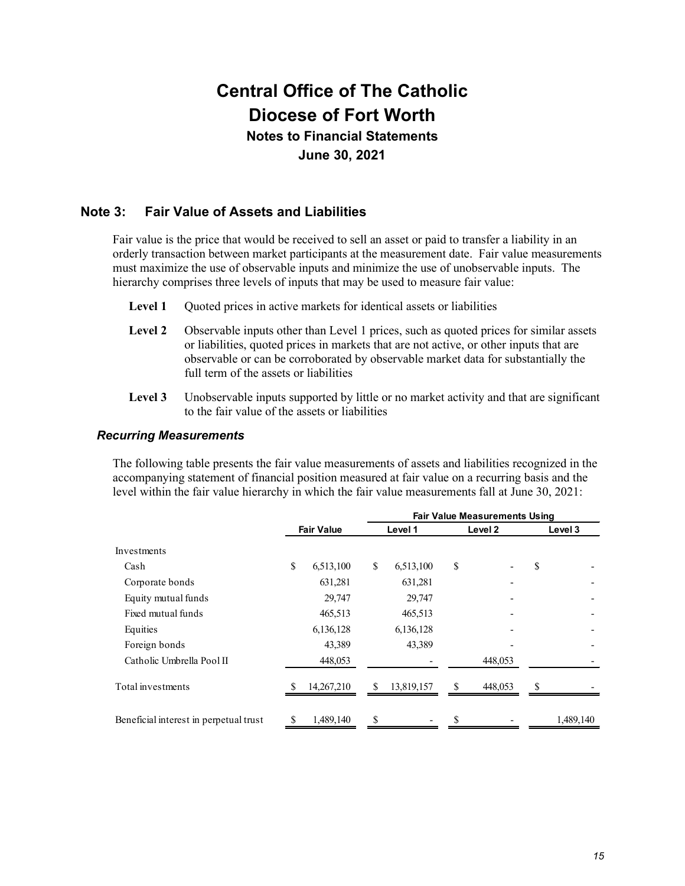# Central Office of The Catholic Diocese of Fort Worth

## Notes to Financial Statements

## June 30, 2021

## Note 3: Fair Value of Assets and Liabilities

Fair value is the price that would be received to sell an asset or paid to transfer a liability in an orderly transaction between market participants at the measurement date. Fair value measurements must maximize the use of observable inputs and minimize the use of unobservable inputs. The hierarchy comprises three levels of inputs that may be used to measure fair value:

**Level 1** Quoted prices in active markets for identical assets or liabilities

**Level 2** Observable inputs other than Level 1 prices, such as quoted prices for similar assets or liabilities, quoted prices in markets that are not active, or other inputs that are observable or can be corroborated by observable market data for substantially the full term of the assets or liabilities

**Level 3** Unobservable inputs supported by little or no market activity and that are significant to the fair value of the assets or liabilities

### *Recurring Measurements*

The following table presents the fair value measurements of assets and liabilities recognized in the accompanying statement of financial position measured at fair value on a recurring basis and the level within the fair value hierarchy in which the fair value measurements fall at June 30, 2021:

| | | Fair Value Measurements Using | | |
|---|---|---|---|---|
| | Fair Value | Level 1 | Level 2 | Level 3 |
| Investments | | | | |
| Cash | $ 6,513,100 | $ 6,513,100 | $ - | $ - |
| Corporate bonds | 631,281 | 631,281 | - | - |
| Equity mutual funds | 29,747 | 29,747 | - | - |
| Fixed mutual funds | 465,513 | 465,513 | - | - |
| Equities | 6,136,128 | 6,136,128 | - | - |
| Foreign bonds | 43,389 | 43,389 | - | - |
| Catholic Umbrella Pool II | 448,053 | - | 448,053 | - |
| Total investments | $ 14,267,210 | $ 13,819,157 | $ 448,053 | $ - |
| Beneficial interest in perpetual trust | $ 1,489,140 | $ - | $ - | 1,489,140 |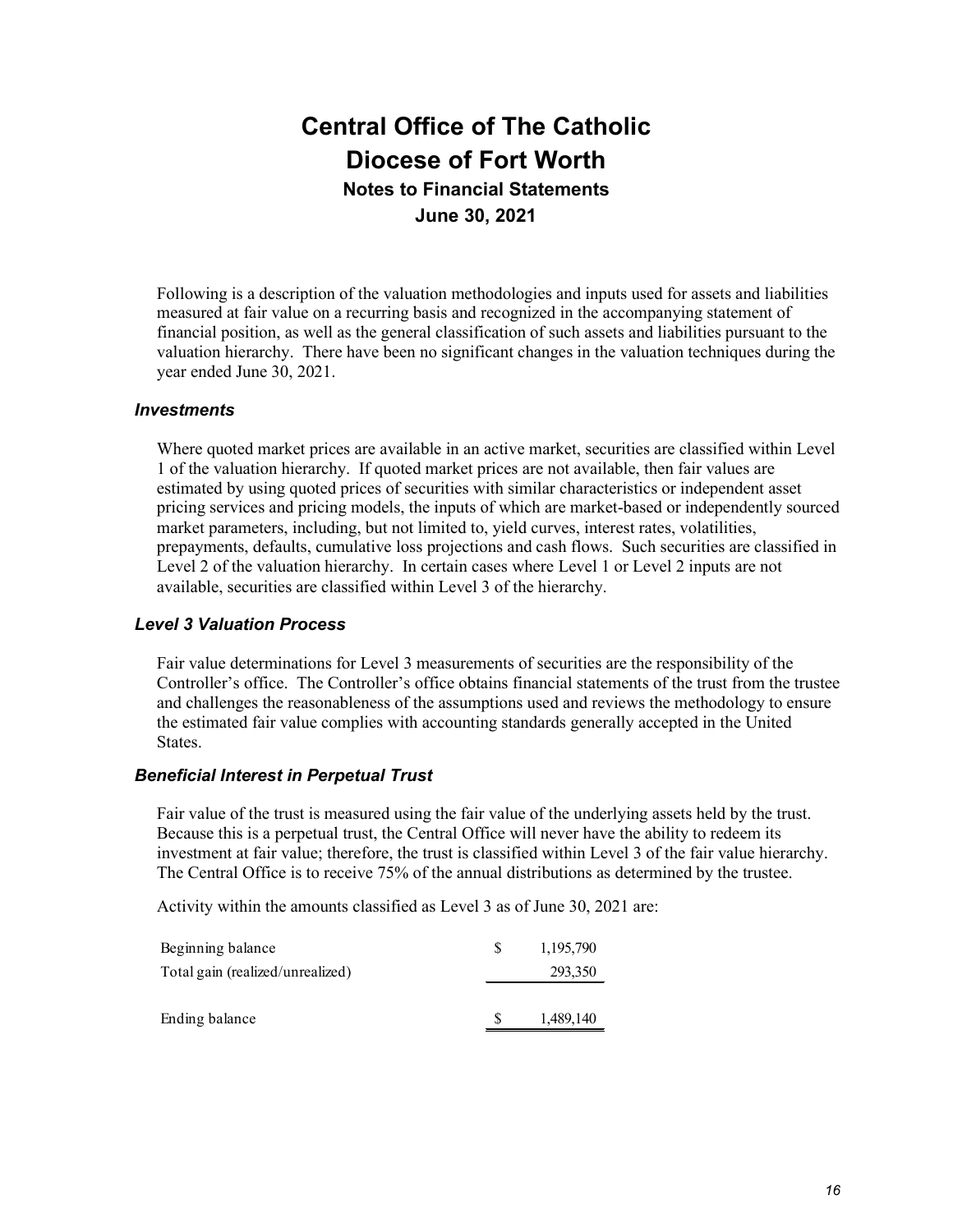# Central Office of The Catholic Diocese of Fort Worth

## Notes to Financial Statements

## June 30, 2021

Following is a description of the valuation methodologies and inputs used for assets and liabilities measured at fair value on a recurring basis and recognized in the accompanying statement of financial position, as well as the general classification of such assets and liabilities pursuant to the valuation hierarchy. There have been no significant changes in the valuation techniques during the year ended June 30, 2021.

### *Investments*

Where quoted market prices are available in an active market, securities are classified within Level 1 of the valuation hierarchy. If quoted market prices are not available, then fair values are estimated by using quoted prices of securities with similar characteristics or independent asset pricing services and pricing models, the inputs of which are market-based or independently sourced market parameters, including, but not limited to, yield curves, interest rates, volatilities, prepayments, defaults, cumulative loss projections and cash flows. Such securities are classified in Level 2 of the valuation hierarchy. In certain cases where Level 1 or Level 2 inputs are not available, securities are classified within Level 3 of the hierarchy.

### *Level 3 Valuation Process*

Fair value determinations for Level 3 measurements of securities are the responsibility of the Controller's office. The Controller's office obtains financial statements of the trust from the trustee and challenges the reasonableness of the assumptions used and reviews the methodology to ensure the estimated fair value complies with accounting standards generally accepted in the United States.

### *Beneficial Interest in Perpetual Trust*

Fair value of the trust is measured using the fair value of the underlying assets held by the trust. Because this is a perpetual trust, the Central Office will never have the ability to redeem its investment at fair value; therefore, the trust is classified within Level 3 of the fair value hierarchy. The Central Office is to receive 75% of the annual distributions as determined by the trustee.

Activity within the amounts classified as Level 3 as of June 30, 2021 are:

| | |
|---|---|
| Beginning balance | $ 1,195,790 |
| Total gain (realized/unrealized) | 293,350 |
| Ending balance | $ 1,489,140 |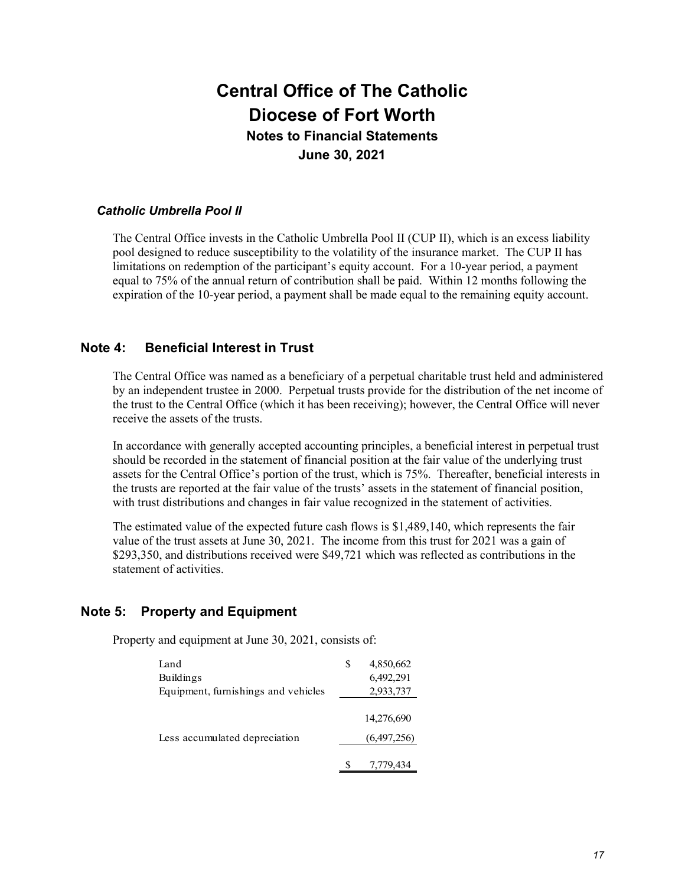# Central Office of The Catholic Diocese of Fort Worth

## Notes to Financial Statements

## June 30, 2021

### *Catholic Umbrella Pool II*

The Central Office invests in the Catholic Umbrella Pool II (CUP II), which is an excess liability pool designed to reduce susceptibility to the volatility of the insurance market. The CUP II has limitations on redemption of the participant's equity account. For a 10-year period, a payment equal to 75% of the annual return of contribution shall be paid. Within 12 months following the expiration of the 10-year period, a payment shall be made equal to the remaining equity account.

## Note 4: Beneficial Interest in Trust

The Central Office was named as a beneficiary of a perpetual charitable trust held and administered by an independent trustee in 2000. Perpetual trusts provide for the distribution of the net income of the trust to the Central Office (which it has been receiving); however, the Central Office will never receive the assets of the trusts.

In accordance with generally accepted accounting principles, a beneficial interest in perpetual trust should be recorded in the statement of financial position at the fair value of the underlying trust assets for the Central Office's portion of the trust, which is 75%. Thereafter, beneficial interests in the trusts are reported at the fair value of the trusts' assets in the statement of financial position, with trust distributions and changes in fair value recognized in the statement of activities.

The estimated value of the expected future cash flows is $1,489,140, which represents the fair value of the trust assets at June 30, 2021. The income from this trust for 2021 was a gain of $293,350, and distributions received were $49,721 which was reflected as contributions in the statement of activities.

## Note 5: Property and Equipment

Property and equipment at June 30, 2021, consists of:

| | |
|---|---|
| Land | $ 4,850,662 |
| Buildings | 6,492,291 |
| Equipment, furnishings and vehicles | 2,933,737 |
| | 14,276,690 |
| Less accumulated depreciation | (6,497,256) |
| | $ 7,779,434 |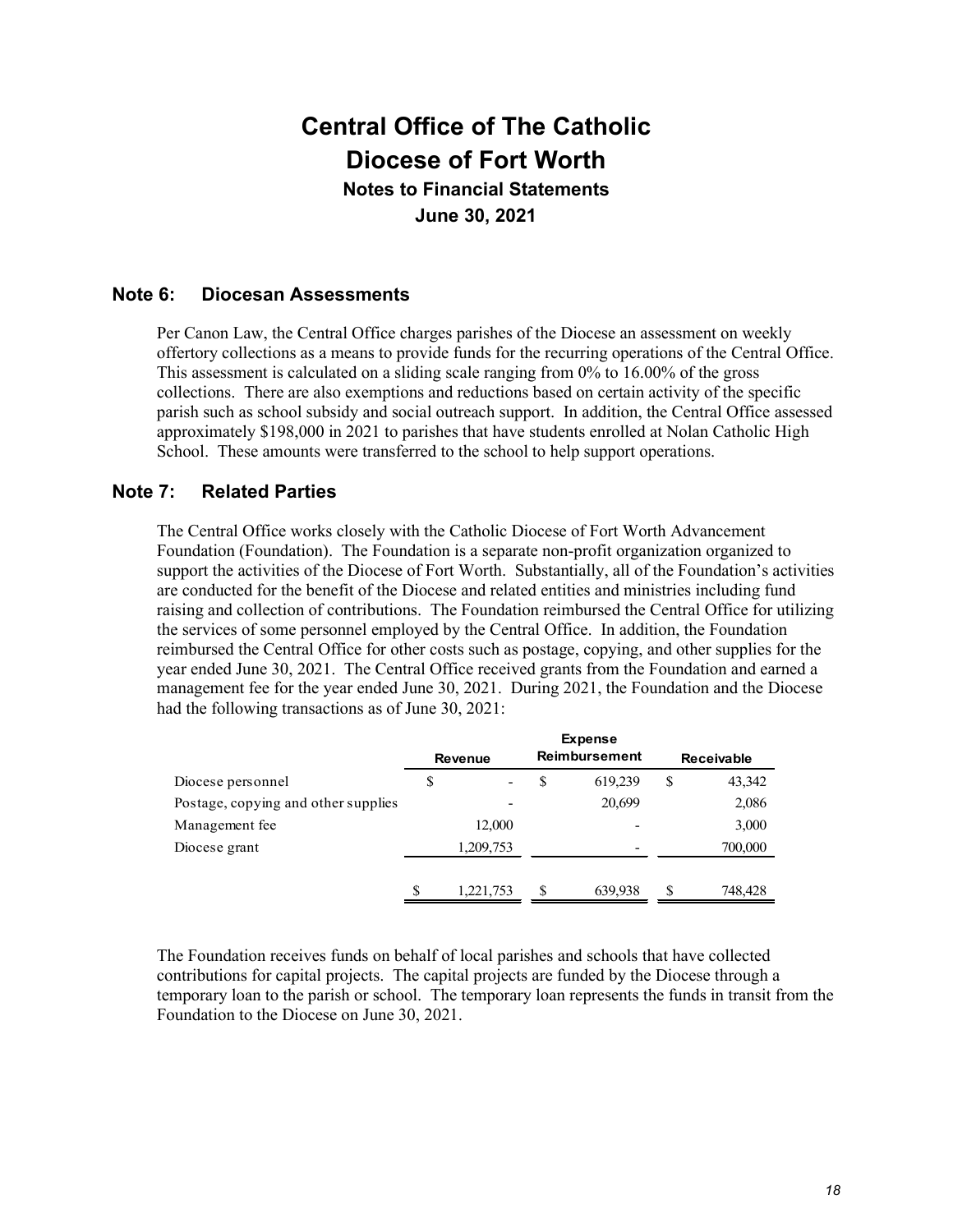# Central Office of The Catholic Diocese of Fort Worth

## Notes to Financial Statements

## June 30, 2021

## Note 6: Diocesan Assessments

Per Canon Law, the Central Office charges parishes of the Diocese an assessment on weekly offertory collections as a means to provide funds for the recurring operations of the Central Office. This assessment is calculated on a sliding scale ranging from 0% to 16.00% of the gross collections. There are also exemptions and reductions based on certain activity of the specific parish such as school subsidy and social outreach support. In addition, the Central Office assessed approximately $198,000 in 2021 to parishes that have students enrolled at Nolan Catholic High School. These amounts were transferred to the school to help support operations.

## Note 7: Related Parties

The Central Office works closely with the Catholic Diocese of Fort Worth Advancement Foundation (Foundation). The Foundation is a separate non-profit organization organized to support the activities of the Diocese of Fort Worth. Substantially, all of the Foundation's activities are conducted for the benefit of the Diocese and related entities and ministries including fund raising and collection of contributions. The Foundation reimbursed the Central Office for utilizing the services of some personnel employed by the Central Office. In addition, the Foundation reimbursed the Central Office for other costs such as postage, copying, and other supplies for the year ended June 30, 2021. The Central Office received grants from the Foundation and earned a management fee for the year ended June 30, 2021. During 2021, the Foundation and the Diocese had the following transactions as of June 30, 2021:

| | Revenue | Expense Reimbursement | Receivable |
|---|---|---|---|
| Diocese personnel | $ - | $ 619,239 | $ 43,342 |
| Postage, copying and other supplies | - | 20,699 | 2,086 |
| Management fee | 12,000 | - | 3,000 |
| Diocese grant | 1,209,753 | - | 700,000 |
| | $ 1,221,753 | $ 639,938 | $ 748,428 |

The Foundation receives funds on behalf of local parishes and schools that have collected contributions for capital projects. The capital projects are funded by the Diocese through a temporary loan to the parish or school. The temporary loan represents the funds in transit from the Foundation to the Diocese on June 30, 2021.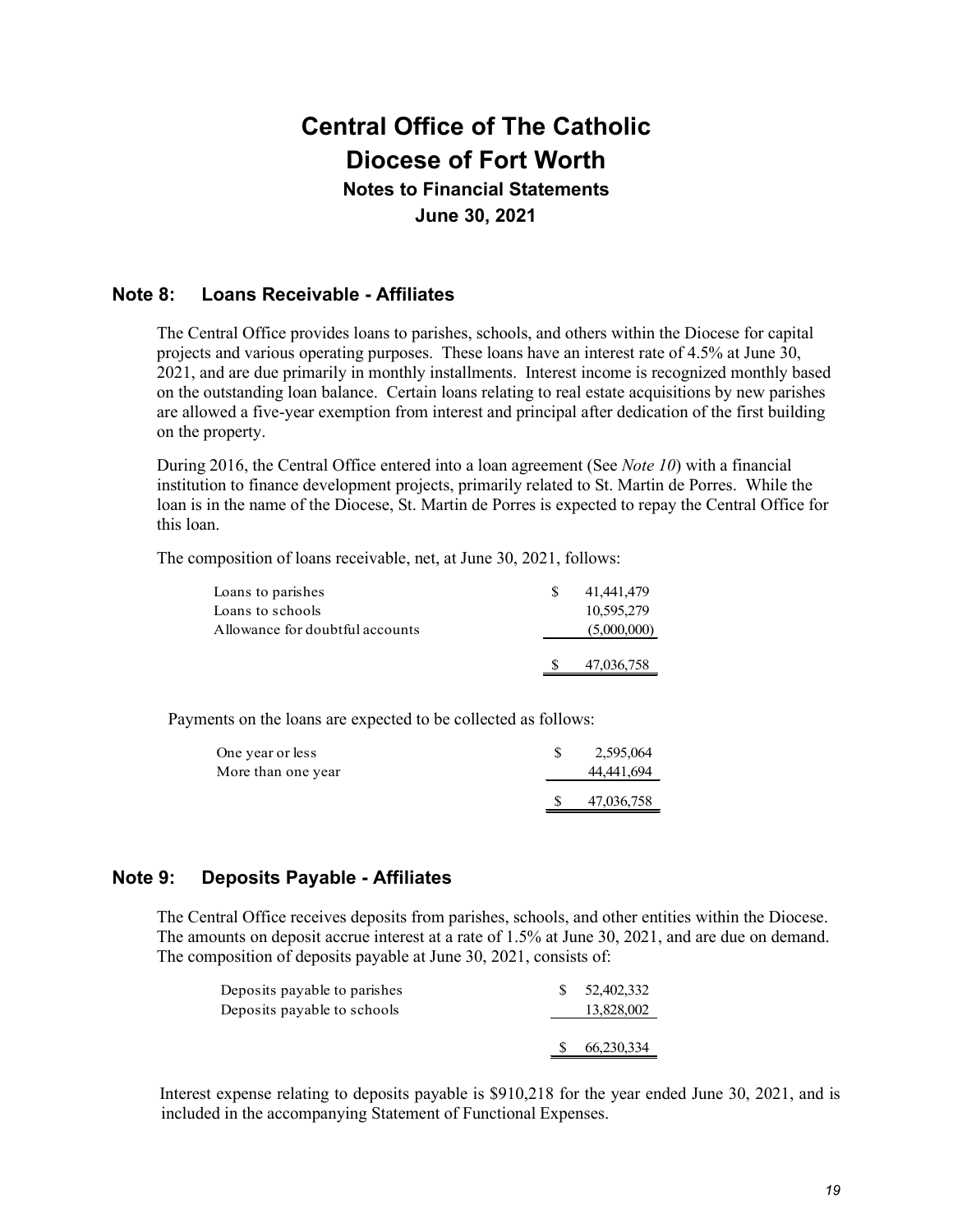# Central Office of The Catholic Diocese of Fort Worth

## Notes to Financial Statements

## June 30, 2021

### Note 8: Loans Receivable - Affiliates

The Central Office provides loans to parishes, schools, and others within the Diocese for capital projects and various operating purposes. These loans have an interest rate of 4.5% at June 30, 2021, and are due primarily in monthly installments. Interest income is recognized monthly based on the outstanding loan balance. Certain loans relating to real estate acquisitions by new parishes are allowed a five-year exemption from interest and principal after dedication of the first building on the property.

During 2016, the Central Office entered into a loan agreement (See *Note 10*) with a financial institution to finance development projects, primarily related to St. Martin de Porres. While the loan is in the name of the Diocese, St. Martin de Porres is expected to repay the Central Office for this loan.

The composition of loans receivable, net, at June 30, 2021, follows:

| | |
|---|---|
| Loans to parishes | $ 41,441,479 |
| Loans to schools | 10,595,279 |
| Allowance for doubtful accounts | (5,000,000) |
| | $ 47,036,758 |

Payments on the loans are expected to be collected as follows:

| | |
|---|---|
| One year or less | $ 2,595,064 |
| More than one year | 44,441,694 |
| | $ 47,036,758 |

### Note 9: Deposits Payable - Affiliates

The Central Office receives deposits from parishes, schools, and other entities within the Diocese. The amounts on deposit accrue interest at a rate of 1.5% at June 30, 2021, and are due on demand. The composition of deposits payable at June 30, 2021, consists of:

| | |
|---|---|
| Deposits payable to parishes | $ 52,402,332 |
| Deposits payable to schools | 13,828,002 |
| | $ 66,230,334 |

Interest expense relating to deposits payable is $910,218 for the year ended June 30, 2021, and is included in the accompanying Statement of Functional Expenses.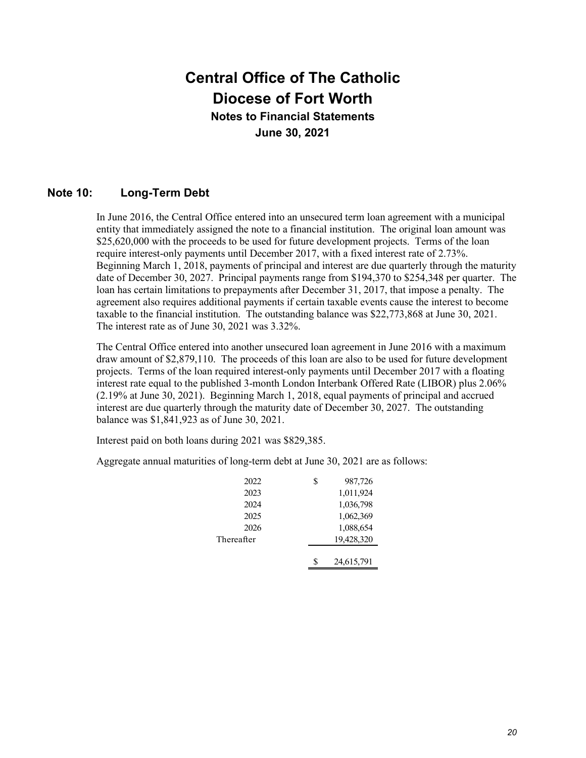# Central Office of The Catholic Diocese of Fort Worth

**Notes to Financial Statements**

**June 30, 2021**

## Note 10: Long-Term Debt

In June 2016, the Central Office entered into an unsecured term loan agreement with a municipal entity that immediately assigned the note to a financial institution. The original loan amount was \$25,620,000 with the proceeds to be used for future development projects. Terms of the loan require interest-only payments until December 2017, with a fixed interest rate of 2.73%. Beginning March 1, 2018, payments of principal and interest are due quarterly through the maturity date of December 30, 2027. Principal payments range from \$194,370 to \$254,348 per quarter. The loan has certain limitations to prepayments after December 31, 2017, that impose a penalty. The agreement also requires additional payments if certain taxable events cause the interest to become taxable to the financial institution. The outstanding balance was \$22,773,868 at June 30, 2021. The interest rate as of June 30, 2021 was 3.32%.

The Central Office entered into another unsecured loan agreement in June 2016 with a maximum draw amount of \$2,879,110. The proceeds of this loan are also to be used for future development projects. Terms of the loan required interest-only payments until December 2017 with a floating interest rate equal to the published 3-month London Interbank Offered Rate (LIBOR) plus 2.06% (2.19% at June 30, 2021). Beginning March 1, 2018, equal payments of principal and accrued interest are due quarterly through the maturity date of December 30, 2027. The outstanding balance was \$1,841,923 as of June 30, 2021.

Interest paid on both loans during 2021 was \$829,385.

Aggregate annual maturities of long-term debt at June 30, 2021 are as follows:

| | |
|---|---|
| 2022 | \$ 987,726 |
| 2023 | 1,011,924 |
| 2024 | 1,036,798 |
| 2025 | 1,062,369 |
| 2026 | 1,088,654 |
| Thereafter | 19,428,320 |
| | \$ 24,615,791 |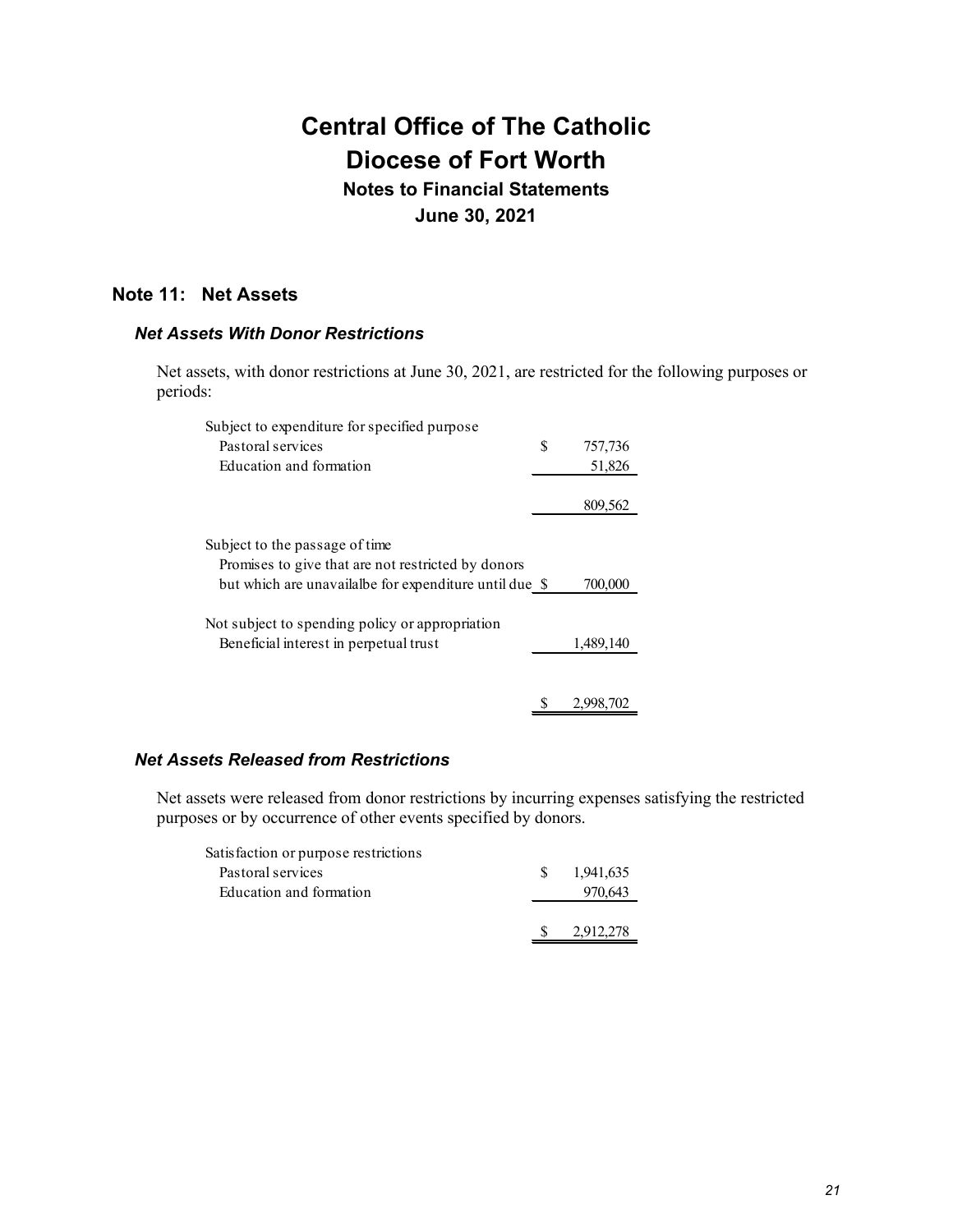# Central Office of The Catholic Diocese of Fort Worth

## Notes to Financial Statements

## June 30, 2021

## Note 11: Net Assets

### *Net Assets With Donor Restrictions*

Net assets, with donor restrictions at June 30, 2021, are restricted for the following purposes or periods:

| | |
|---|---|
| Subject to expenditure for specified purpose | |
| Pastoral services | $ 757,736 |
| Education and formation | 51,826 |
| | 809,562 |
| Subject to the passage of time | |
| Promises to give that are not restricted by donors but which are unavailalbe for expenditure until due | $ 700,000 |
| Not subject to spending policy or appropriation | |
| Beneficial interest in perpetual trust | 1,489,140 |
| | $ 2,998,702 |

### *Net Assets Released from Restrictions*

Net assets were released from donor restrictions by incurring expenses satisfying the restricted purposes or by occurrence of other events specified by donors.

| | |
|---|---|
| Satisfaction or purpose restrictions | |
| Pastoral services | $ 1,941,635 |
| Education and formation | 970,643 |
| | $ 2,912,278 |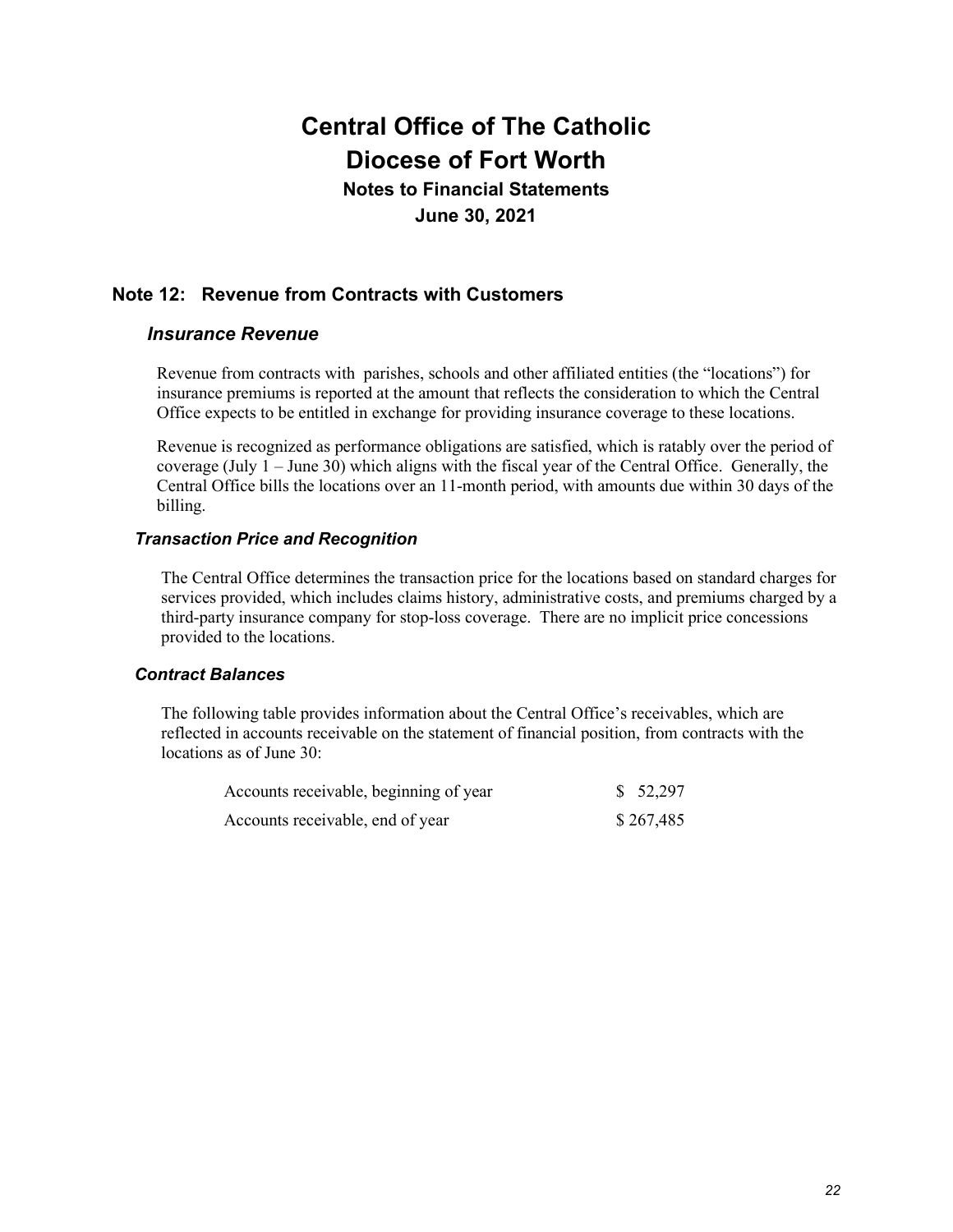# Central Office of The Catholic Diocese of Fort Worth

**Notes to Financial Statements**

**June 30, 2021**

## Note 12: Revenue from Contracts with Customers

### *Insurance Revenue*

Revenue from contracts with parishes, schools and other affiliated entities (the "locations") for insurance premiums is reported at the amount that reflects the consideration to which the Central Office expects to be entitled in exchange for providing insurance coverage to these locations.

Revenue is recognized as performance obligations are satisfied, which is ratably over the period of coverage (July 1 – June 30) which aligns with the fiscal year of the Central Office. Generally, the Central Office bills the locations over an 11-month period, with amounts due within 30 days of the billing.

### *Transaction Price and Recognition*

The Central Office determines the transaction price for the locations based on standard charges for services provided, which includes claims history, administrative costs, and premiums charged by a third-party insurance company for stop-loss coverage. There are no implicit price concessions provided to the locations.

### *Contract Balances*

The following table provides information about the Central Office's receivables, which are reflected in accounts receivable on the statement of financial position, from contracts with the locations as of June 30:

| | |
|---|---|
| Accounts receivable, beginning of year | $ 52,297 |
| Accounts receivable, end of year | $ 267,485 |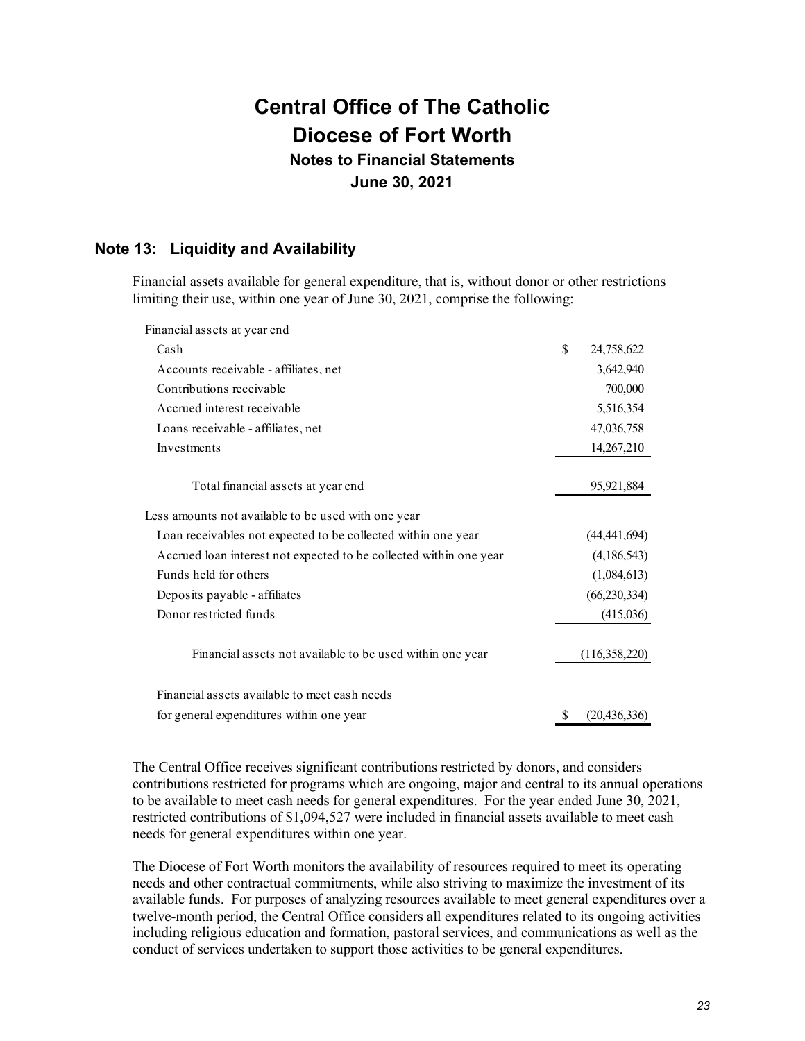## Note 13: Liquidity and Availability

Financial assets available for general expenditure, that is, without donor or other restrictions limiting their use, within one year of June 30, 2021, comprise the following:

| | |
|---|---|
| Financial assets at year end | |
| Cash | $ 24,758,622 |
| Accounts receivable - affiliates, net | 3,642,940 |
| Contributions receivable | 700,000 |
| Accrued interest receivable | 5,516,354 |
| Loans receivable - affiliates, net | 47,036,758 |
| Investments | 14,267,210 |
| Total financial assets at year end | 95,921,884 |
| Less amounts not available to be used with one year | |
| Loan receivables not expected to be collected within one year | (44,441,694) |
| Accrued loan interest not expected to be collected within one year | (4,186,543) |
| Funds held for others | (1,084,613) |
| Deposits payable - affiliates | (66,230,334) |
| Donor restricted funds | (415,036) |
| Financial assets not available to be used within one year | (116,358,220) |
| Financial assets available to meet cash needs for general expenditures within one year | $ (20,436,336) |

The Central Office receives significant contributions restricted by donors, and considers contributions restricted for programs which are ongoing, major and central to its annual operations to be available to meet cash needs for general expenditures. For the year ended June 30, 2021, restricted contributions of $1,094,527 were included in financial assets available to meet cash needs for general expenditures within one year.

The Diocese of Fort Worth monitors the availability of resources required to meet its operating needs and other contractual commitments, while also striving to maximize the investment of its available funds. For purposes of analyzing resources available to meet general expenditures over a twelve-month period, the Central Office considers all expenditures related to its ongoing activities including religious education and formation, pastoral services, and communications as well as the conduct of services undertaken to support those activities to be general expenditures.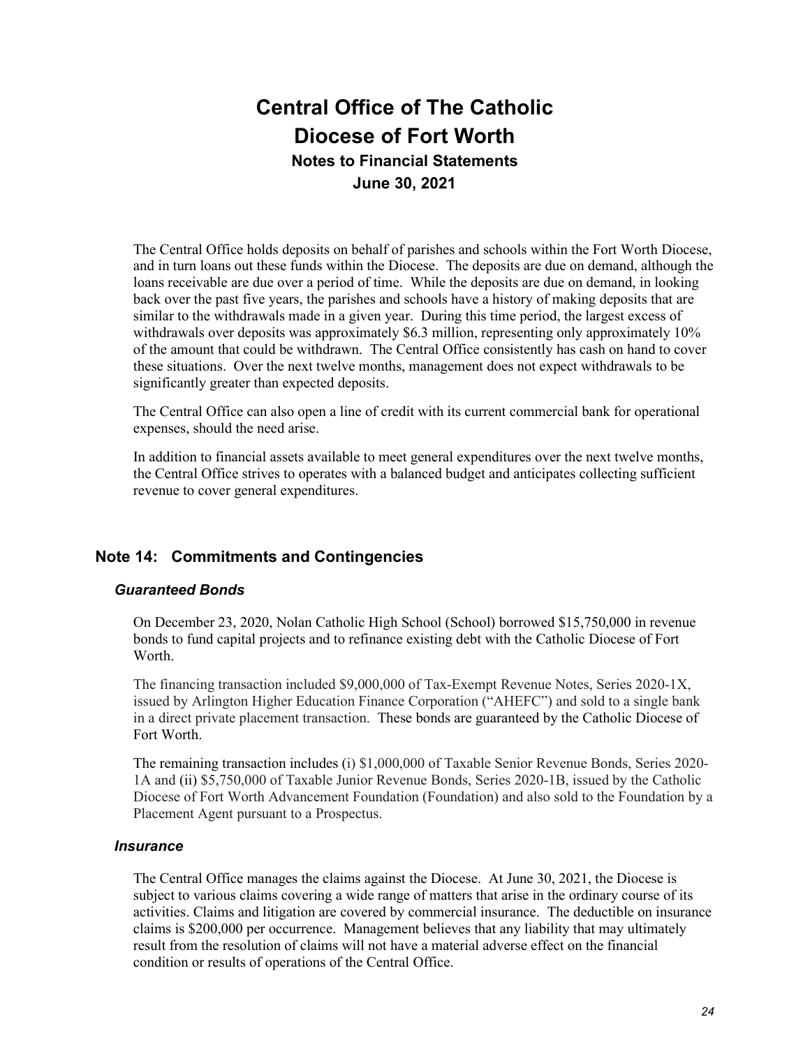The Central Office holds deposits on behalf of parishes and schools within the Fort Worth Diocese, and in turn loans out these funds within the Diocese. The deposits are due on demand, although the loans receivable are due over a period of time. While the deposits are due on demand, in looking back over the past five years, the parishes and schools have a history of making deposits that are similar to the withdrawals made in a given year. During this time period, the largest excess of withdrawals over deposits was approximately $6.3 million, representing only approximately 10% of the amount that could be withdrawn. The Central Office consistently has cash on hand to cover these situations. Over the next twelve months, management does not expect withdrawals to be significantly greater than expected deposits.

The Central Office can also open a line of credit with its current commercial bank for operational expenses, should the need arise.

In addition to financial assets available to meet general expenditures over the next twelve months, the Central Office strives to operates with a balanced budget and anticipates collecting sufficient revenue to cover general expenditures.

## Note 14: Commitments and Contingencies

### *Guaranteed Bonds*

On December 23, 2020, Nolan Catholic High School (School) borrowed $15,750,000 in revenue bonds to fund capital projects and to refinance existing debt with the Catholic Diocese of Fort Worth.

The financing transaction included $9,000,000 of Tax-Exempt Revenue Notes, Series 2020-1X, issued by Arlington Higher Education Finance Corporation ("AHEFC") and sold to a single bank in a direct private placement transaction. These bonds are guaranteed by the Catholic Diocese of Fort Worth.

The remaining transaction includes (i) $1,000,000 of Taxable Senior Revenue Bonds, Series 2020-1A and (ii) $5,750,000 of Taxable Junior Revenue Bonds, Series 2020-1B, issued by the Catholic Diocese of Fort Worth Advancement Foundation (Foundation) and also sold to the Foundation by a Placement Agent pursuant to a Prospectus.

### *Insurance*

The Central Office manages the claims against the Diocese. At June 30, 2021, the Diocese is subject to various claims covering a wide range of matters that arise in the ordinary course of its activities. Claims and litigation are covered by commercial insurance. The deductible on insurance claims is $200,000 per occurrence. Management believes that any liability that may ultimately result from the resolution of claims will not have a material adverse effect on the financial condition or results of operations of the Central Office.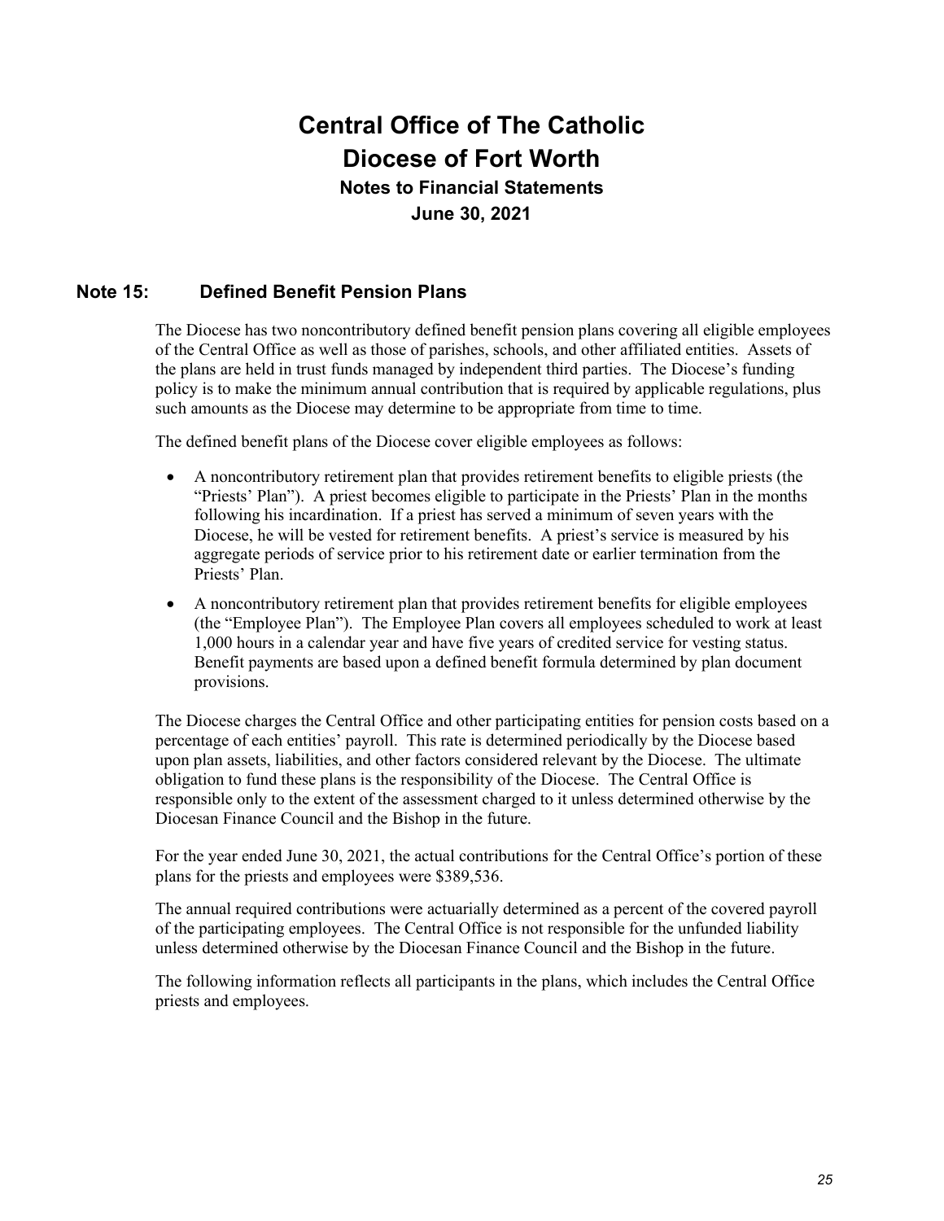# Central Office of The Catholic Diocese of Fort Worth

## Notes to Financial Statements

## June 30, 2021

### Note 15: Defined Benefit Pension Plans

The Diocese has two noncontributory defined benefit pension plans covering all eligible employees of the Central Office as well as those of parishes, schools, and other affiliated entities. Assets of the plans are held in trust funds managed by independent third parties. The Diocese's funding policy is to make the minimum annual contribution that is required by applicable regulations, plus such amounts as the Diocese may determine to be appropriate from time to time.

The defined benefit plans of the Diocese cover eligible employees as follows:

- A noncontributory retirement plan that provides retirement benefits to eligible priests (the "Priests' Plan"). A priest becomes eligible to participate in the Priests' Plan in the months following his incardination. If a priest has served a minimum of seven years with the Diocese, he will be vested for retirement benefits. A priest's service is measured by his aggregate periods of service prior to his retirement date or earlier termination from the Priests' Plan.
- A noncontributory retirement plan that provides retirement benefits for eligible employees (the "Employee Plan"). The Employee Plan covers all employees scheduled to work at least 1,000 hours in a calendar year and have five years of credited service for vesting status. Benefit payments are based upon a defined benefit formula determined by plan document provisions.

The Diocese charges the Central Office and other participating entities for pension costs based on a percentage of each entities' payroll. This rate is determined periodically by the Diocese based upon plan assets, liabilities, and other factors considered relevant by the Diocese. The ultimate obligation to fund these plans is the responsibility of the Diocese. The Central Office is responsible only to the extent of the assessment charged to it unless determined otherwise by the Diocesan Finance Council and the Bishop in the future.

For the year ended June 30, 2021, the actual contributions for the Central Office's portion of these plans for the priests and employees were $389,536.

The annual required contributions were actuarially determined as a percent of the covered payroll of the participating employees. The Central Office is not responsible for the unfunded liability unless determined otherwise by the Diocesan Finance Council and the Bishop in the future.

The following information reflects all participants in the plans, which includes the Central Office priests and employees.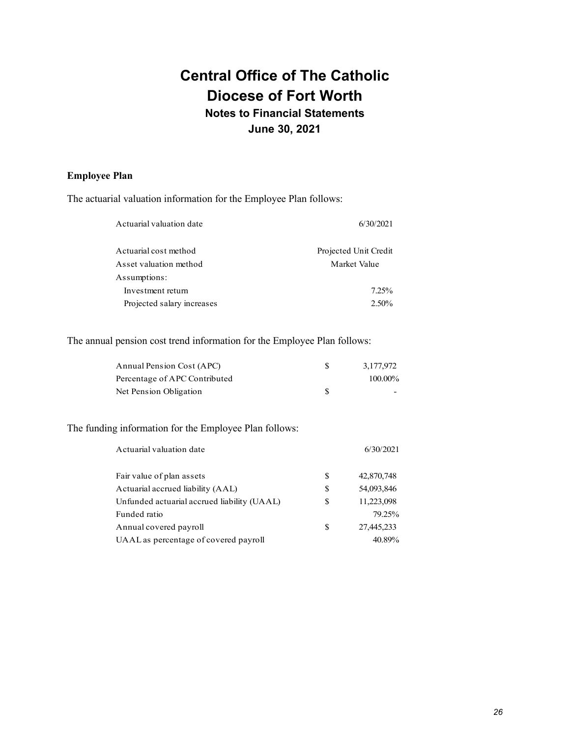# Central Office of The Catholic Diocese of Fort Worth

## Notes to Financial Statements

## June 30, 2021

**Employee Plan**

The actuarial valuation information for the Employee Plan follows:

| | |
|---|---|
| Actuarial valuation date | 6/30/2021 |
| | |
| Actuarial cost method | Projected Unit Credit |
| Asset valuation method | Market Value |
| Assumptions: | |
| Investment return | 7.25% |
| Projected salary increases | 2.50% |

The annual pension cost trend information for the Employee Plan follows:

| | | |
|---|---|---|
| Annual Pension Cost (APC) | $ | 3,177,972 |
| Percentage of APC Contributed | | 100.00% |
| Net Pension Obligation | $ | - |

The funding information for the Employee Plan follows:

| | | |
|---|---|---|
| Actuarial valuation date | | 6/30/2021 |
| | | |
| Fair value of plan assets | $ | 42,870,748 |
| Actuarial accrued liability (AAL) | $ | 54,093,846 |
| Unfunded actuarial accrued liability (UAAL) | $ | 11,223,098 |
| Funded ratio | | 79.25% |
| Annual covered payroll | $ | 27,445,233 |
| UAAL as percentage of covered payroll | | 40.89% |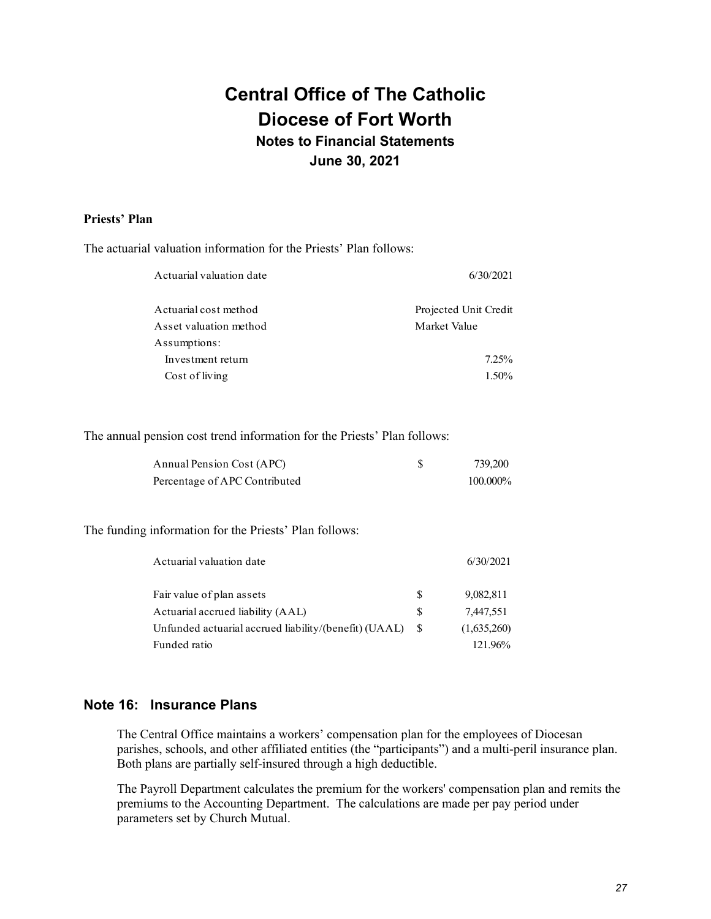**Priests' Plan**

The actuarial valuation information for the Priests' Plan follows:

| | |
|---|---|
| Actuarial valuation date | 6/30/2021 |
| | |
| Actuarial cost method | Projected Unit Credit |
| Asset valuation method | Market Value |
| Assumptions: | |
| Investment return | 7.25% |
| Cost of living | 1.50% |

The annual pension cost trend information for the Priests' Plan follows:

| | | |
|---|---|---|
| Annual Pension Cost (APC) | $ | 739,200 |
| Percentage of APC Contributed | | 100.000% |

The funding information for the Priests' Plan follows:

| | | |
|---|---|---|
| Actuarial valuation date | | 6/30/2021 |
| | | |
| Fair value of plan assets | $ | 9,082,811 |
| Actuarial accrued liability (AAL) | $ | 7,447,551 |
| Unfunded actuarial accrued liability/(benefit) (UAAL) | $ | (1,635,260) |
| Funded ratio | | 121.96% |

## Note 16: Insurance Plans

The Central Office maintains a workers' compensation plan for the employees of Diocesan parishes, schools, and other affiliated entities (the "participants") and a multi-peril insurance plan. Both plans are partially self-insured through a high deductible.

The Payroll Department calculates the premium for the workers' compensation plan and remits the premiums to the Accounting Department. The calculations are made per pay period under parameters set by Church Mutual.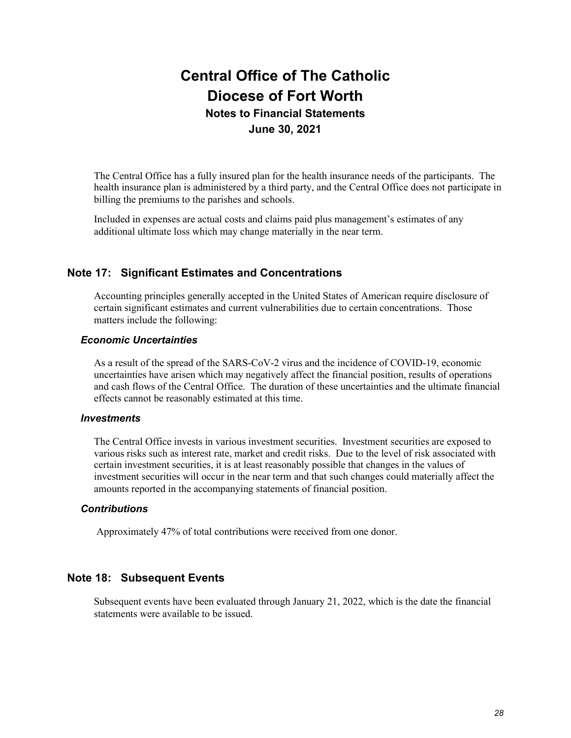The Central Office has a fully insured plan for the health insurance needs of the participants. The health insurance plan is administered by a third party, and the Central Office does not participate in billing the premiums to the parishes and schools.

Included in expenses are actual costs and claims paid plus management's estimates of any additional ultimate loss which may change materially in the near term.

## Note 17: Significant Estimates and Concentrations

Accounting principles generally accepted in the United States of American require disclosure of certain significant estimates and current vulnerabilities due to certain concentrations. Those matters include the following:

### *Economic Uncertainties*

As a result of the spread of the SARS-CoV-2 virus and the incidence of COVID-19, economic uncertainties have arisen which may negatively affect the financial position, results of operations and cash flows of the Central Office. The duration of these uncertainties and the ultimate financial effects cannot be reasonably estimated at this time.

### *Investments*

The Central Office invests in various investment securities. Investment securities are exposed to various risks such as interest rate, market and credit risks. Due to the level of risk associated with certain investment securities, it is at least reasonably possible that changes in the values of investment securities will occur in the near term and that such changes could materially affect the amounts reported in the accompanying statements of financial position.

### *Contributions*

Approximately 47% of total contributions were received from one donor.

## Note 18: Subsequent Events

Subsequent events have been evaluated through January 21, 2022, which is the date the financial statements were available to be issued.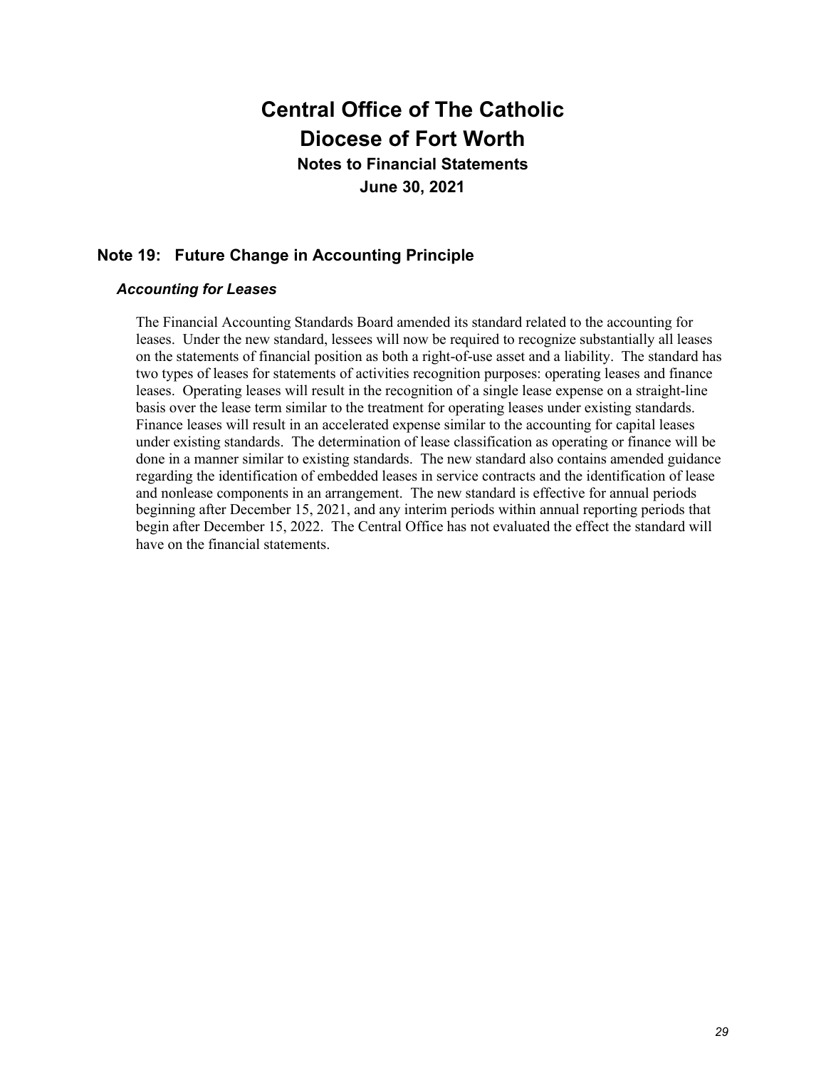# Central Office of The Catholic Diocese of Fort Worth

**Notes to Financial Statements**

**June 30, 2021**

## Note 19: Future Change in Accounting Principle

### *Accounting for Leases*

The Financial Accounting Standards Board amended its standard related to the accounting for leases. Under the new standard, lessees will now be required to recognize substantially all leases on the statements of financial position as both a right-of-use asset and a liability. The standard has two types of leases for statements of activities recognition purposes: operating leases and finance leases. Operating leases will result in the recognition of a single lease expense on a straight-line basis over the lease term similar to the treatment for operating leases under existing standards. Finance leases will result in an accelerated expense similar to the accounting for capital leases under existing standards. The determination of lease classification as operating or finance will be done in a manner similar to existing standards. The new standard also contains amended guidance regarding the identification of embedded leases in service contracts and the identification of lease and nonlease components in an arrangement. The new standard is effective for annual periods beginning after December 15, 2021, and any interim periods within annual reporting periods that begin after December 15, 2022. The Central Office has not evaluated the effect the standard will have on the financial statements.